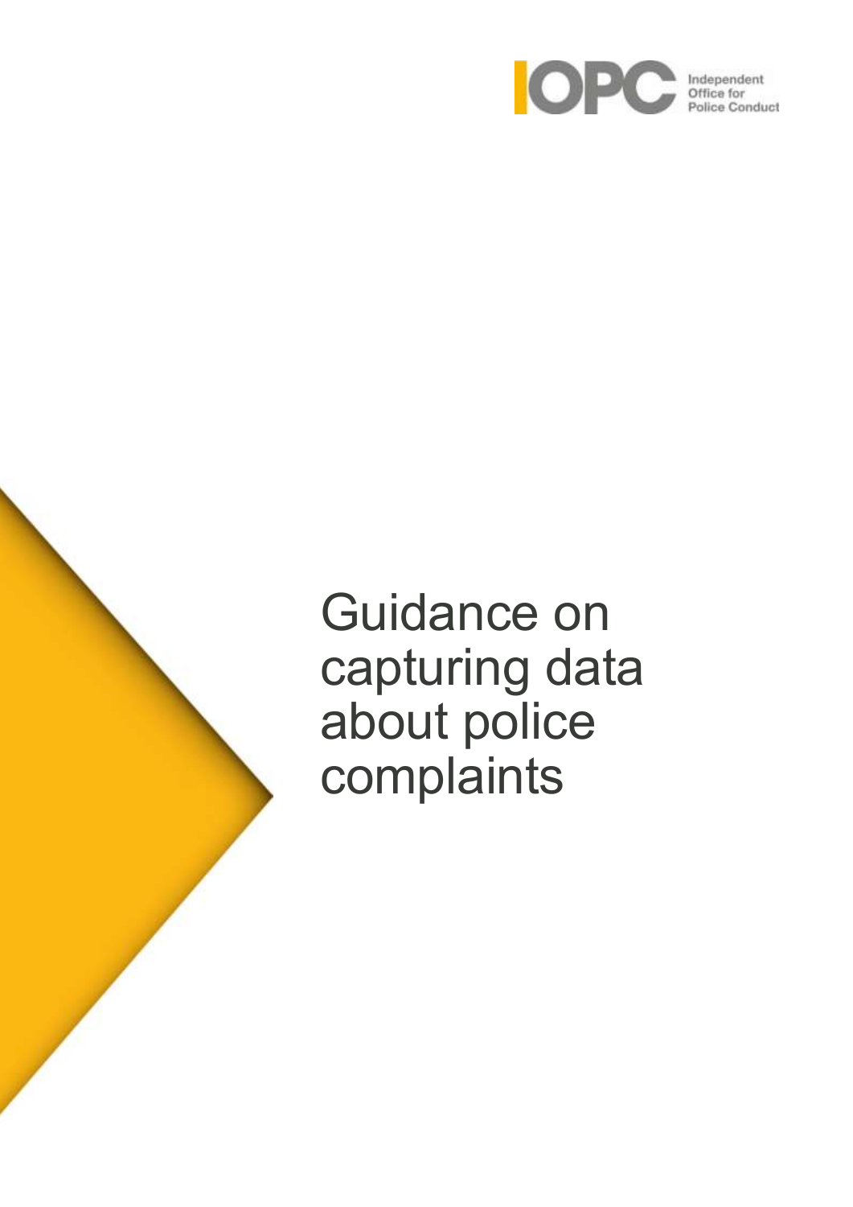IOPC Independent Office for Police Conduct

# Guidance on capturing data about police complaints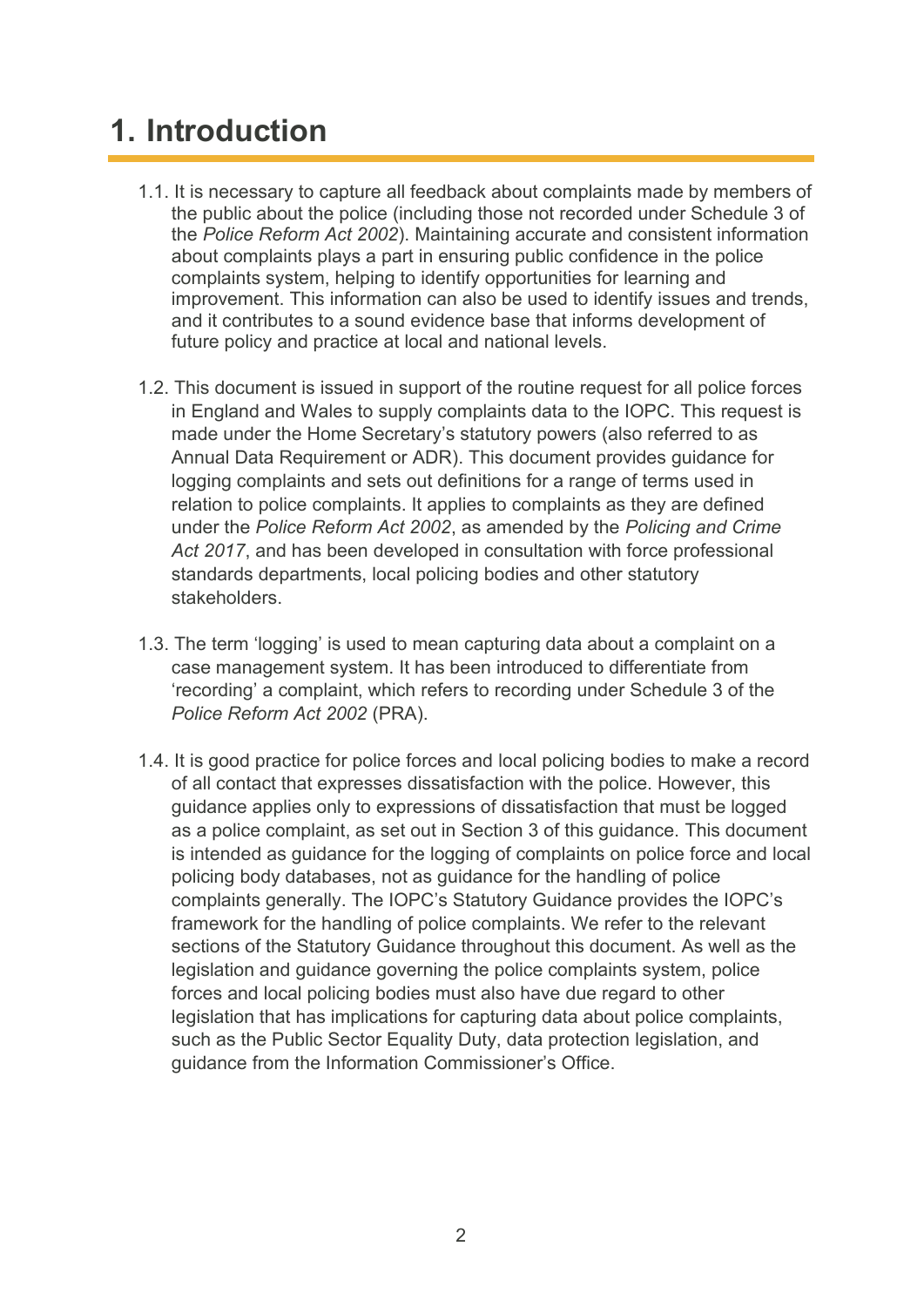# 1. Introduction

1.1. It is necessary to capture all feedback about complaints made by members of the public about the police (including those not recorded under Schedule 3 of the *Police Reform Act 2002*). Maintaining accurate and consistent information about complaints plays a part in ensuring public confidence in the police complaints system, helping to identify opportunities for learning and improvement. This information can also be used to identify issues and trends, and it contributes to a sound evidence base that informs development of future policy and practice at local and national levels.

1.2. This document is issued in support of the routine request for all police forces in England and Wales to supply complaints data to the IOPC. This request is made under the Home Secretary's statutory powers (also referred to as Annual Data Requirement or ADR). This document provides guidance for logging complaints and sets out definitions for a range of terms used in relation to police complaints. It applies to complaints as they are defined under the *Police Reform Act 2002*, as amended by the *Policing and Crime Act 2017*, and has been developed in consultation with force professional standards departments, local policing bodies and other statutory stakeholders.

1.3. The term 'logging' is used to mean capturing data about a complaint on a case management system. It has been introduced to differentiate from 'recording' a complaint, which refers to recording under Schedule 3 of the *Police Reform Act 2002* (PRA).

1.4. It is good practice for police forces and local policing bodies to make a record of all contact that expresses dissatisfaction with the police. However, this guidance applies only to expressions of dissatisfaction that must be logged as a police complaint, as set out in Section 3 of this guidance. This document is intended as guidance for the logging of complaints on police force and local policing body databases, not as guidance for the handling of police complaints generally. The IOPC's Statutory Guidance provides the IOPC's framework for the handling of police complaints. We refer to the relevant sections of the Statutory Guidance throughout this document. As well as the legislation and guidance governing the police complaints system, police forces and local policing bodies must also have due regard to other legislation that has implications for capturing data about police complaints, such as the Public Sector Equality Duty, data protection legislation, and guidance from the Information Commissioner's Office.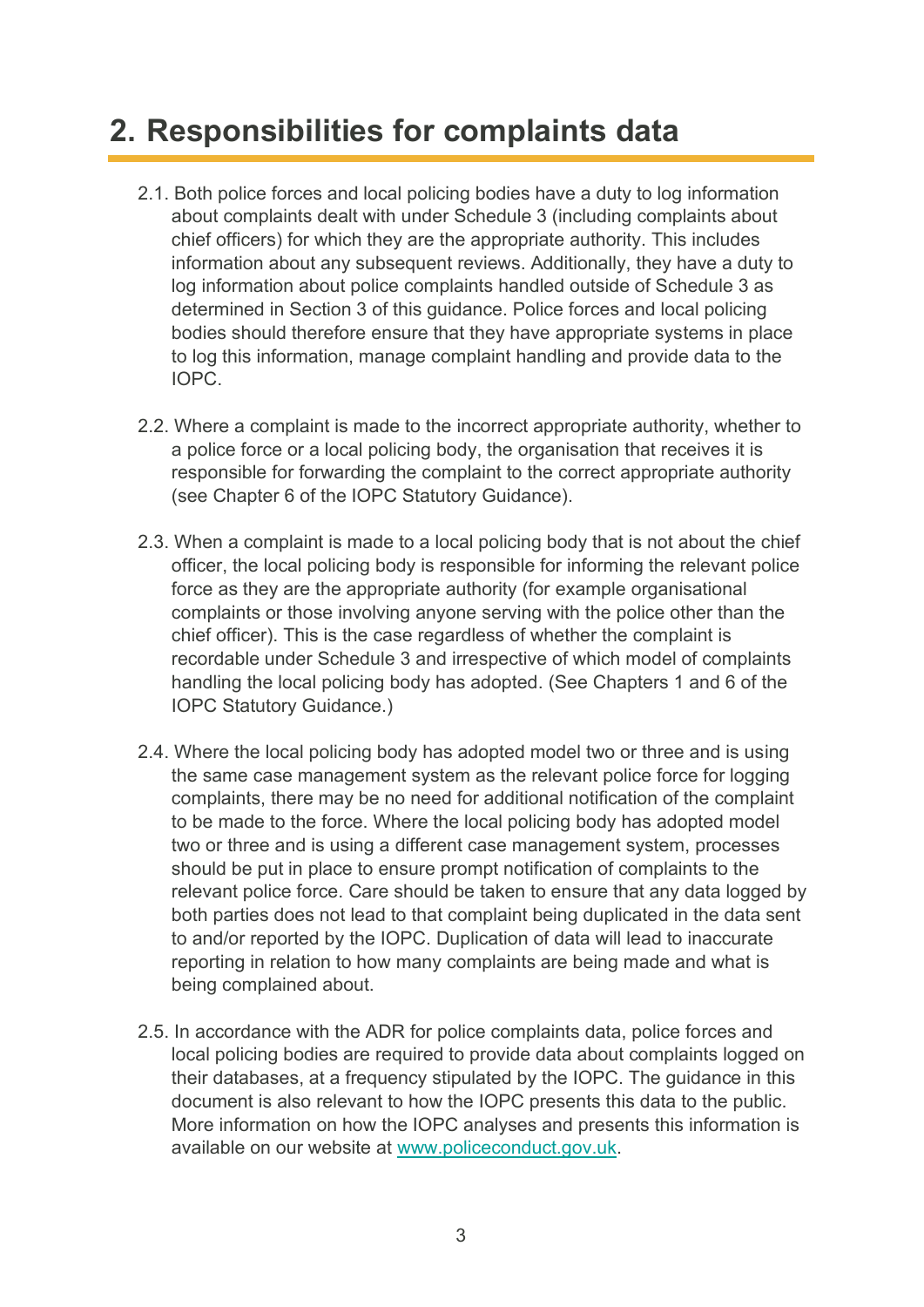# 2. Responsibilities for complaints data

2.1. Both police forces and local policing bodies have a duty to log information about complaints dealt with under Schedule 3 (including complaints about chief officers) for which they are the appropriate authority. This includes information about any subsequent reviews. Additionally, they have a duty to log information about police complaints handled outside of Schedule 3 as determined in Section 3 of this guidance. Police forces and local policing bodies should therefore ensure that they have appropriate systems in place to log this information, manage complaint handling and provide data to the IOPC.

2.2. Where a complaint is made to the incorrect appropriate authority, whether to a police force or a local policing body, the organisation that receives it is responsible for forwarding the complaint to the correct appropriate authority (see Chapter 6 of the IOPC Statutory Guidance).

2.3. When a complaint is made to a local policing body that is not about the chief officer, the local policing body is responsible for informing the relevant police force as they are the appropriate authority (for example organisational complaints or those involving anyone serving with the police other than the chief officer). This is the case regardless of whether the complaint is recordable under Schedule 3 and irrespective of which model of complaints handling the local policing body has adopted. (See Chapters 1 and 6 of the IOPC Statutory Guidance.)

2.4. Where the local policing body has adopted model two or three and is using the same case management system as the relevant police force for logging complaints, there may be no need for additional notification of the complaint to be made to the force. Where the local policing body has adopted model two or three and is using a different case management system, processes should be put in place to ensure prompt notification of complaints to the relevant police force. Care should be taken to ensure that any data logged by both parties does not lead to that complaint being duplicated in the data sent to and/or reported by the IOPC. Duplication of data will lead to inaccurate reporting in relation to how many complaints are being made and what is being complained about.

2.5. In accordance with the ADR for police complaints data, police forces and local policing bodies are required to provide data about complaints logged on their databases, at a frequency stipulated by the IOPC. The guidance in this document is also relevant to how the IOPC presents this data to the public. More information on how the IOPC analyses and presents this information is available on our website at [www.policeconduct.gov.uk](http://www.policeconduct.gov.uk).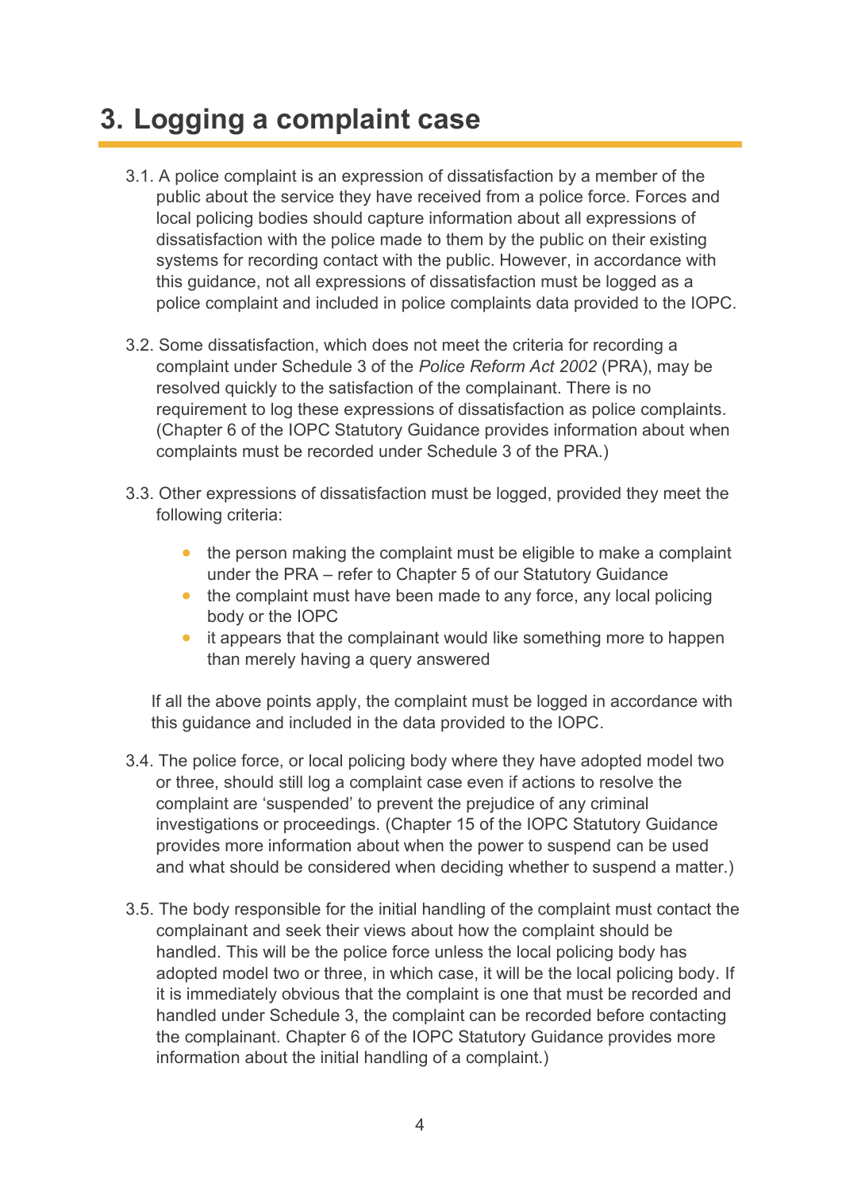# 3. Logging a complaint case

3.1. A police complaint is an expression of dissatisfaction by a member of the public about the service they have received from a police force. Forces and local policing bodies should capture information about all expressions of dissatisfaction with the police made to them by the public on their existing systems for recording contact with the public. However, in accordance with this guidance, not all expressions of dissatisfaction must be logged as a police complaint and included in police complaints data provided to the IOPC.

3.2. Some dissatisfaction, which does not meet the criteria for recording a complaint under Schedule 3 of the *Police Reform Act 2002* (PRA), may be resolved quickly to the satisfaction of the complainant. There is no requirement to log these expressions of dissatisfaction as police complaints. (Chapter 6 of the IOPC Statutory Guidance provides information about when complaints must be recorded under Schedule 3 of the PRA.)

3.3. Other expressions of dissatisfaction must be logged, provided they meet the following criteria:

- the person making the complaint must be eligible to make a complaint under the PRA – refer to Chapter 5 of our Statutory Guidance
- the complaint must have been made to any force, any local policing body or the IOPC
- it appears that the complainant would like something more to happen than merely having a query answered

If all the above points apply, the complaint must be logged in accordance with this guidance and included in the data provided to the IOPC.

3.4. The police force, or local policing body where they have adopted model two or three, should still log a complaint case even if actions to resolve the complaint are 'suspended' to prevent the prejudice of any criminal investigations or proceedings. (Chapter 15 of the IOPC Statutory Guidance provides more information about when the power to suspend can be used and what should be considered when deciding whether to suspend a matter.)

3.5. The body responsible for the initial handling of the complaint must contact the complainant and seek their views about how the complaint should be handled. This will be the police force unless the local policing body has adopted model two or three, in which case, it will be the local policing body. If it is immediately obvious that the complaint is one that must be recorded and handled under Schedule 3, the complaint can be recorded before contacting the complainant. Chapter 6 of the IOPC Statutory Guidance provides more information about the initial handling of a complaint.)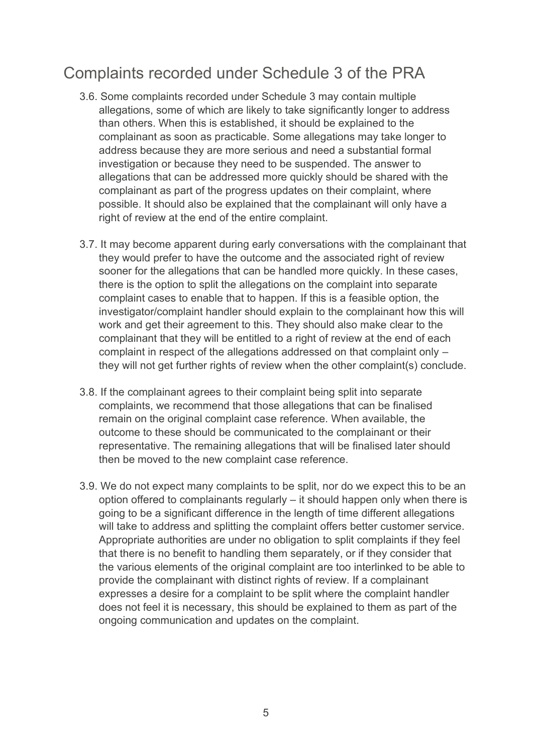## Complaints recorded under Schedule 3 of the PRA

3.6. Some complaints recorded under Schedule 3 may contain multiple allegations, some of which are likely to take significantly longer to address than others. When this is established, it should be explained to the complainant as soon as practicable. Some allegations may take longer to address because they are more serious and need a substantial formal investigation or because they need to be suspended. The answer to allegations that can be addressed more quickly should be shared with the complainant as part of the progress updates on their complaint, where possible. It should also be explained that the complainant will only have a right of review at the end of the entire complaint.

3.7. It may become apparent during early conversations with the complainant that they would prefer to have the outcome and the associated right of review sooner for the allegations that can be handled more quickly. In these cases, there is the option to split the allegations on the complaint into separate complaint cases to enable that to happen. If this is a feasible option, the investigator/complaint handler should explain to the complainant how this will work and get their agreement to this. They should also make clear to the complainant that they will be entitled to a right of review at the end of each complaint in respect of the allegations addressed on that complaint only – they will not get further rights of review when the other complaint(s) conclude.

3.8. If the complainant agrees to their complaint being split into separate complaints, we recommend that those allegations that can be finalised remain on the original complaint case reference. When available, the outcome to these should be communicated to the complainant or their representative. The remaining allegations that will be finalised later should then be moved to the new complaint case reference.

3.9. We do not expect many complaints to be split, nor do we expect this to be an option offered to complainants regularly – it should happen only when there is going to be a significant difference in the length of time different allegations will take to address and splitting the complaint offers better customer service. Appropriate authorities are under no obligation to split complaints if they feel that there is no benefit to handling them separately, or if they consider that the various elements of the original complaint are too interlinked to be able to provide the complainant with distinct rights of review. If a complainant expresses a desire for a complaint to be split where the complaint handler does not feel it is necessary, this should be explained to them as part of the ongoing communication and updates on the complaint.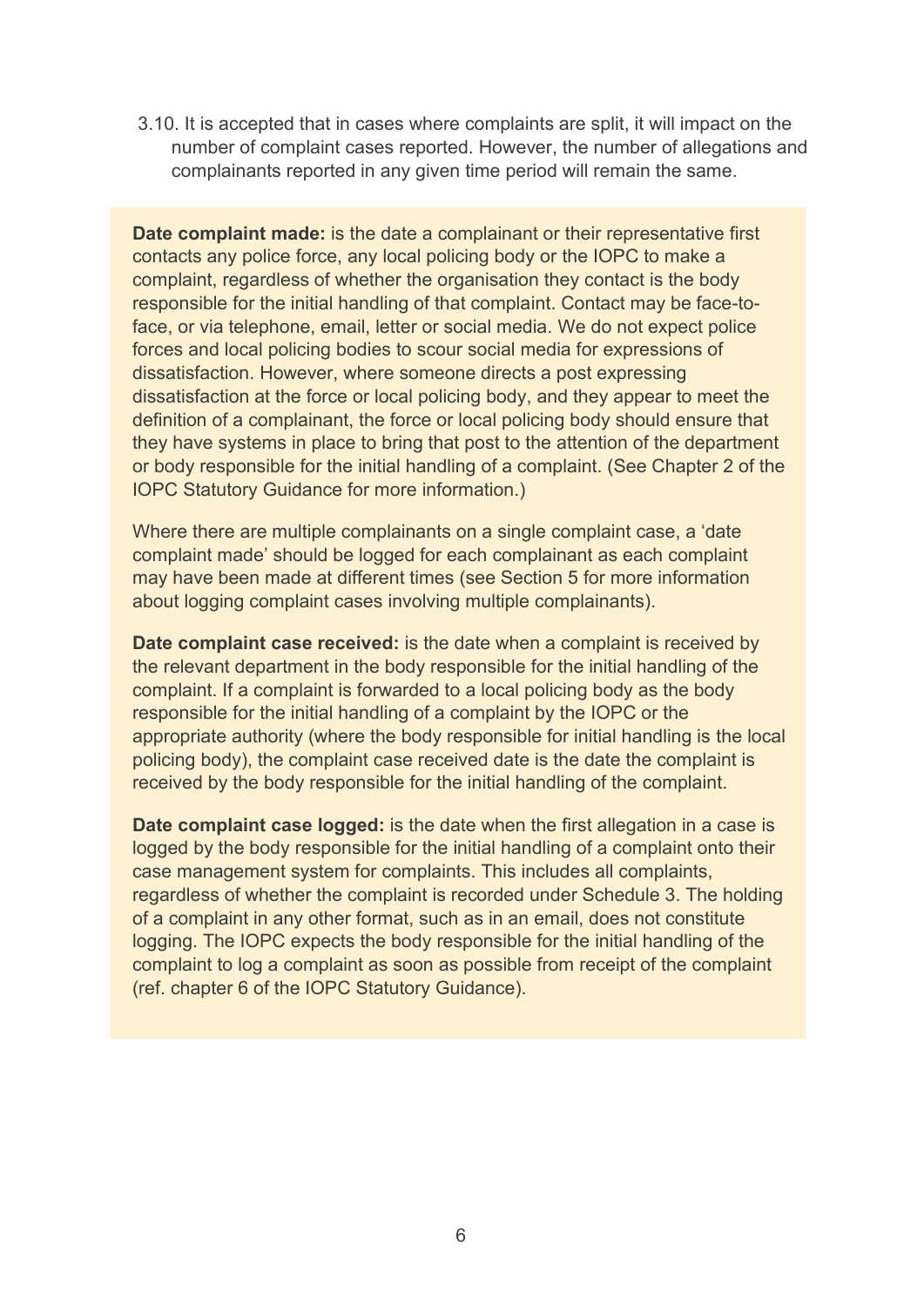3.10. It is accepted that in cases where complaints are split, it will impact on the number of complaint cases reported. However, the number of allegations and complainants reported in any given time period will remain the same.

**Date complaint made:** is the date a complainant or their representative first contacts any police force, any local policing body or the IOPC to make a complaint, regardless of whether the organisation they contact is the body responsible for the initial handling of that complaint. Contact may be face-to-face, or via telephone, email, letter or social media. We do not expect police forces and local policing bodies to scour social media for expressions of dissatisfaction. However, where someone directs a post expressing dissatisfaction at the force or local policing body, and they appear to meet the definition of a complainant, the force or local policing body should ensure that they have systems in place to bring that post to the attention of the department or body responsible for the initial handling of a complaint. (See Chapter 2 of the IOPC Statutory Guidance for more information.)

Where there are multiple complainants on a single complaint case, a 'date complaint made' should be logged for each complainant as each complaint may have been made at different times (see Section 5 for more information about logging complaint cases involving multiple complainants).

**Date complaint case received:** is the date when a complaint is received by the relevant department in the body responsible for the initial handling of the complaint. If a complaint is forwarded to a local policing body as the body responsible for the initial handling of a complaint by the IOPC or the appropriate authority (where the body responsible for initial handling is the local policing body), the complaint case received date is the date the complaint is received by the body responsible for the initial handling of the complaint.

**Date complaint case logged:** is the date when the first allegation in a case is logged by the body responsible for the initial handling of a complaint onto their case management system for complaints. This includes all complaints, regardless of whether the complaint is recorded under Schedule 3. The holding of a complaint in any other format, such as in an email, does not constitute logging. The IOPC expects the body responsible for the initial handling of the complaint to log a complaint as soon as possible from receipt of the complaint (ref. chapter 6 of the IOPC Statutory Guidance).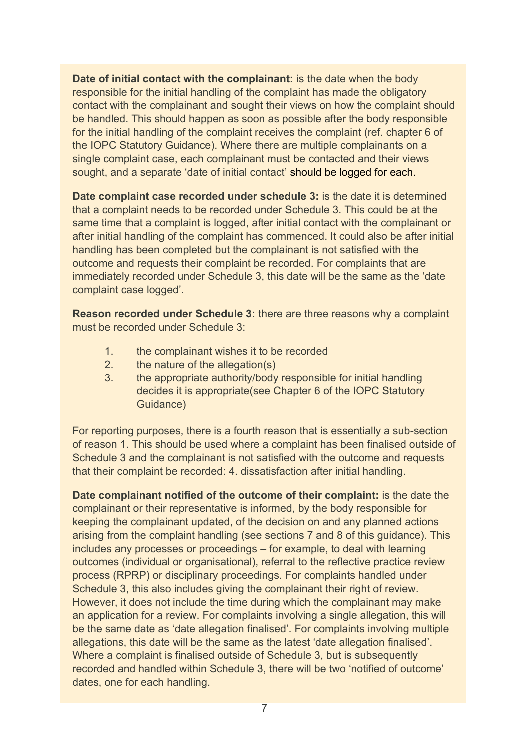**Date of initial contact with the complainant:** is the date when the body responsible for the initial handling of the complaint has made the obligatory contact with the complainant and sought their views on how the complaint should be handled. This should happen as soon as possible after the body responsible for the initial handling of the complaint receives the complaint (ref. chapter 6 of the IOPC Statutory Guidance). Where there are multiple complainants on a single complaint case, each complainant must be contacted and their views sought, and a separate 'date of initial contact' should be logged for each.

**Date complaint case recorded under schedule 3:** is the date it is determined that a complaint needs to be recorded under Schedule 3. This could be at the same time that a complaint is logged, after initial contact with the complainant or after initial handling of the complaint has commenced. It could also be after initial handling has been completed but the complainant is not satisfied with the outcome and requests their complaint be recorded. For complaints that are immediately recorded under Schedule 3, this date will be the same as the 'date complaint case logged'.

**Reason recorded under Schedule 3:** there are three reasons why a complaint must be recorded under Schedule 3:

1. the complainant wishes it to be recorded
2. the nature of the allegation(s)
3. the appropriate authority/body responsible for initial handling decides it is appropriate(see Chapter 6 of the IOPC Statutory Guidance)

For reporting purposes, there is a fourth reason that is essentially a sub-section of reason 1. This should be used where a complaint has been finalised outside of Schedule 3 and the complainant is not satisfied with the outcome and requests that their complaint be recorded: 4. dissatisfaction after initial handling.

**Date complainant notified of the outcome of their complaint:** is the date the complainant or their representative is informed, by the body responsible for keeping the complainant updated, of the decision on and any planned actions arising from the complaint handling (see sections 7 and 8 of this guidance). This includes any processes or proceedings – for example, to deal with learning outcomes (individual or organisational), referral to the reflective practice review process (RPRP) or disciplinary proceedings. For complaints handled under Schedule 3, this also includes giving the complainant their right of review. However, it does not include the time during which the complainant may make an application for a review. For complaints involving a single allegation, this will be the same date as 'date allegation finalised'. For complaints involving multiple allegations, this date will be the same as the latest 'date allegation finalised'. Where a complaint is finalised outside of Schedule 3, but is subsequently recorded and handled within Schedule 3, there will be two 'notified of outcome' dates, one for each handling.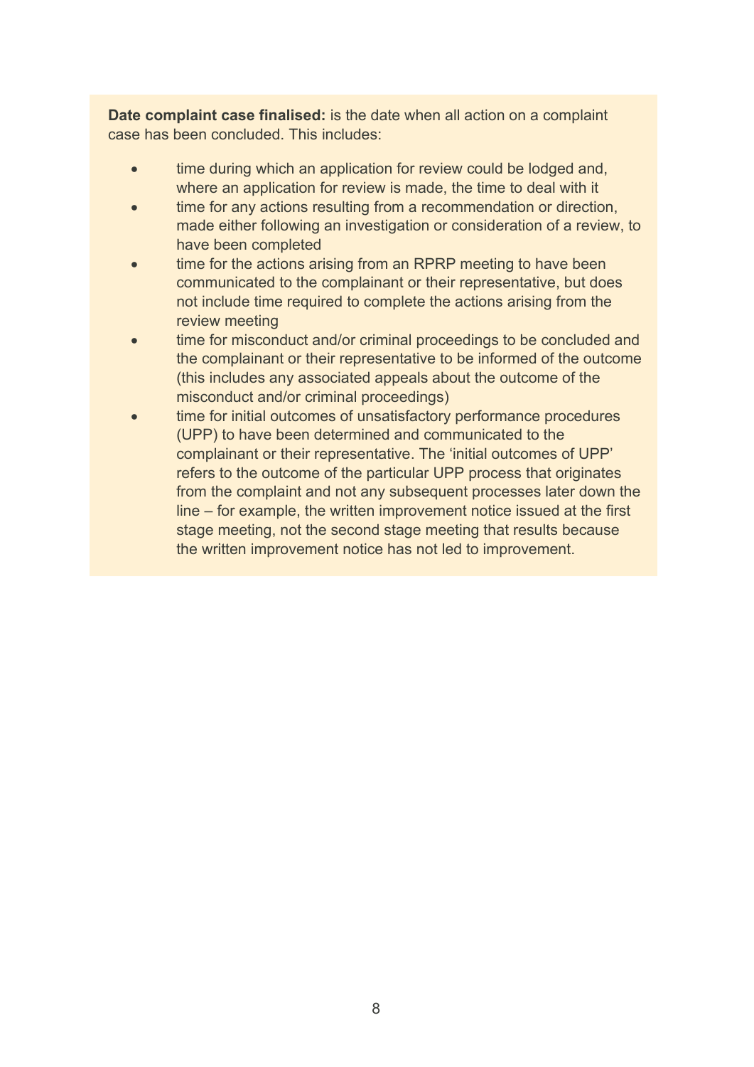**Date complaint case finalised:** is the date when all action on a complaint case has been concluded. This includes:

- time during which an application for review could be lodged and, where an application for review is made, the time to deal with it
- time for any actions resulting from a recommendation or direction, made either following an investigation or consideration of a review, to have been completed
- time for the actions arising from an RPRP meeting to have been communicated to the complainant or their representative, but does not include time required to complete the actions arising from the review meeting
- time for misconduct and/or criminal proceedings to be concluded and the complainant or their representative to be informed of the outcome (this includes any associated appeals about the outcome of the misconduct and/or criminal proceedings)
- time for initial outcomes of unsatisfactory performance procedures (UPP) to have been determined and communicated to the complainant or their representative. The 'initial outcomes of UPP' refers to the outcome of the particular UPP process that originates from the complaint and not any subsequent processes later down the line – for example, the written improvement notice issued at the first stage meeting, not the second stage meeting that results because the written improvement notice has not led to improvement.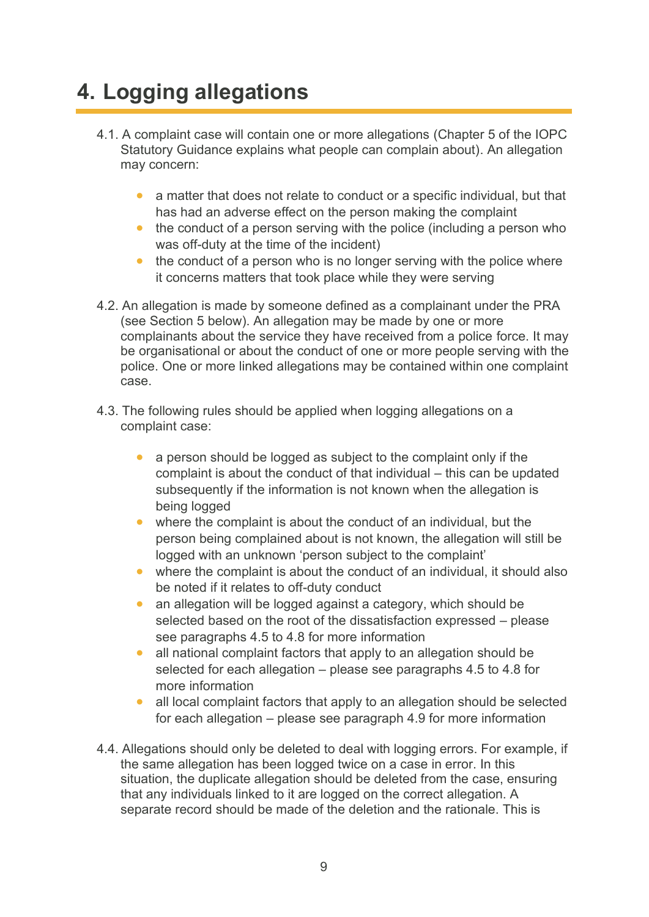# 4. Logging allegations

4.1. A complaint case will contain one or more allegations (Chapter 5 of the IOPC Statutory Guidance explains what people can complain about). An allegation may concern:

- a matter that does not relate to conduct or a specific individual, but that has had an adverse effect on the person making the complaint
- the conduct of a person serving with the police (including a person who was off-duty at the time of the incident)
- the conduct of a person who is no longer serving with the police where it concerns matters that took place while they were serving

4.2. An allegation is made by someone defined as a complainant under the PRA (see Section 5 below). An allegation may be made by one or more complainants about the service they have received from a police force. It may be organisational or about the conduct of one or more people serving with the police. One or more linked allegations may be contained within one complaint case.

4.3. The following rules should be applied when logging allegations on a complaint case:

- a person should be logged as subject to the complaint only if the complaint is about the conduct of that individual – this can be updated subsequently if the information is not known when the allegation is being logged
- where the complaint is about the conduct of an individual, but the person being complained about is not known, the allegation will still be logged with an unknown 'person subject to the complaint'
- where the complaint is about the conduct of an individual, it should also be noted if it relates to off-duty conduct
- an allegation will be logged against a category, which should be selected based on the root of the dissatisfaction expressed – please see paragraphs 4.5 to 4.8 for more information
- all national complaint factors that apply to an allegation should be selected for each allegation – please see paragraphs 4.5 to 4.8 for more information
- all local complaint factors that apply to an allegation should be selected for each allegation – please see paragraph 4.9 for more information

4.4. Allegations should only be deleted to deal with logging errors. For example, if the same allegation has been logged twice on a case in error. In this situation, the duplicate allegation should be deleted from the case, ensuring that any individuals linked to it are logged on the correct allegation. A separate record should be made of the deletion and the rationale. This is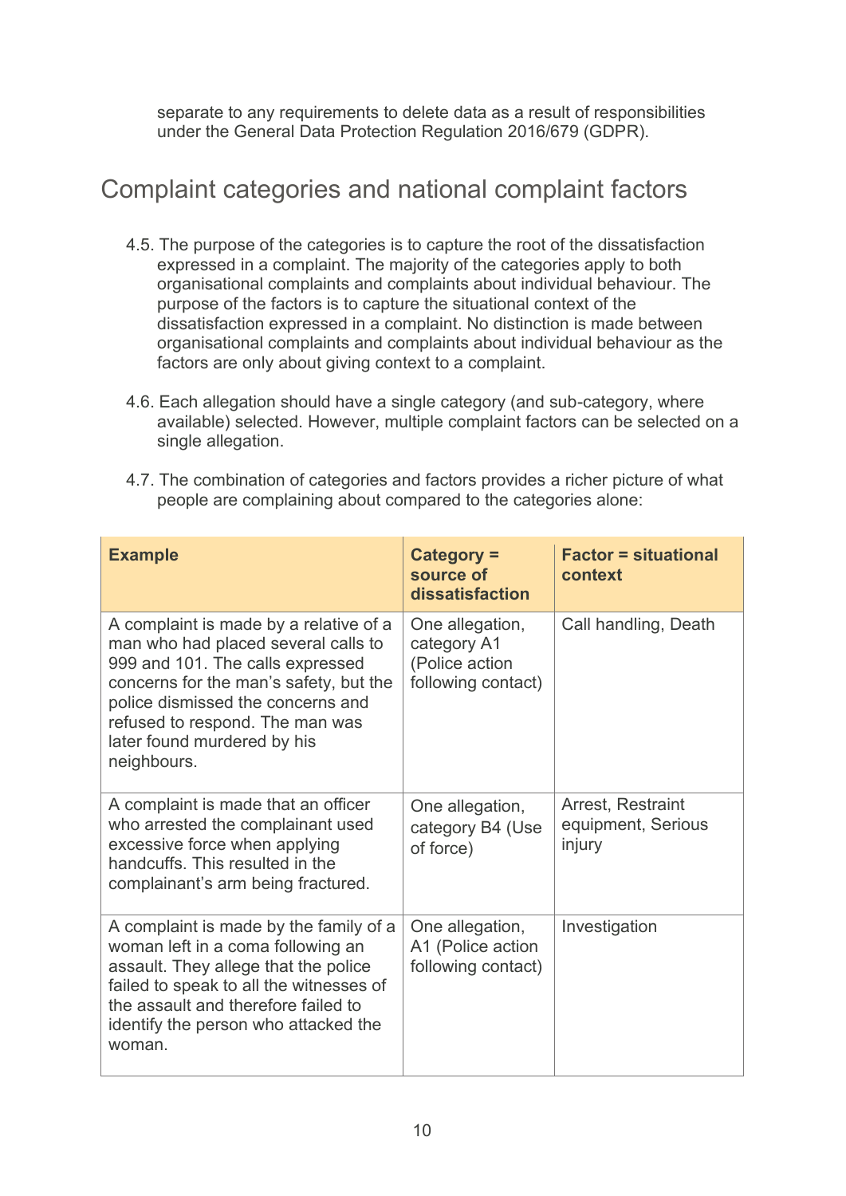separate to any requirements to delete data as a result of responsibilities under the General Data Protection Regulation 2016/679 (GDPR).

## Complaint categories and national complaint factors

4.5. The purpose of the categories is to capture the root of the dissatisfaction expressed in a complaint. The majority of the categories apply to both organisational complaints and complaints about individual behaviour. The purpose of the factors is to capture the situational context of the dissatisfaction expressed in a complaint. No distinction is made between organisational complaints and complaints about individual behaviour as the factors are only about giving context to a complaint.

4.6. Each allegation should have a single category (and sub-category, where available) selected. However, multiple complaint factors can be selected on a single allegation.

4.7. The combination of categories and factors provides a richer picture of what people are complaining about compared to the categories alone:

| Example | Category = source of dissatisfaction | Factor = situational context |
|---|---|---|
| A complaint is made by a relative of a man who had placed several calls to 999 and 101. The calls expressed concerns for the man's safety, but the police dismissed the concerns and refused to respond. The man was later found murdered by his neighbours. | One allegation, category A1 (Police action following contact) | Call handling, Death |
| A complaint is made that an officer who arrested the complainant used excessive force when applying handcuffs. This resulted in the complainant's arm being fractured. | One allegation, category B4 (Use of force) | Arrest, Restraint equipment, Serious injury |
| A complaint is made by the family of a woman left in a coma following an assault. They allege that the police failed to speak to all the witnesses of the assault and therefore failed to identify the person who attacked the woman. | One allegation, A1 (Police action following contact) | Investigation |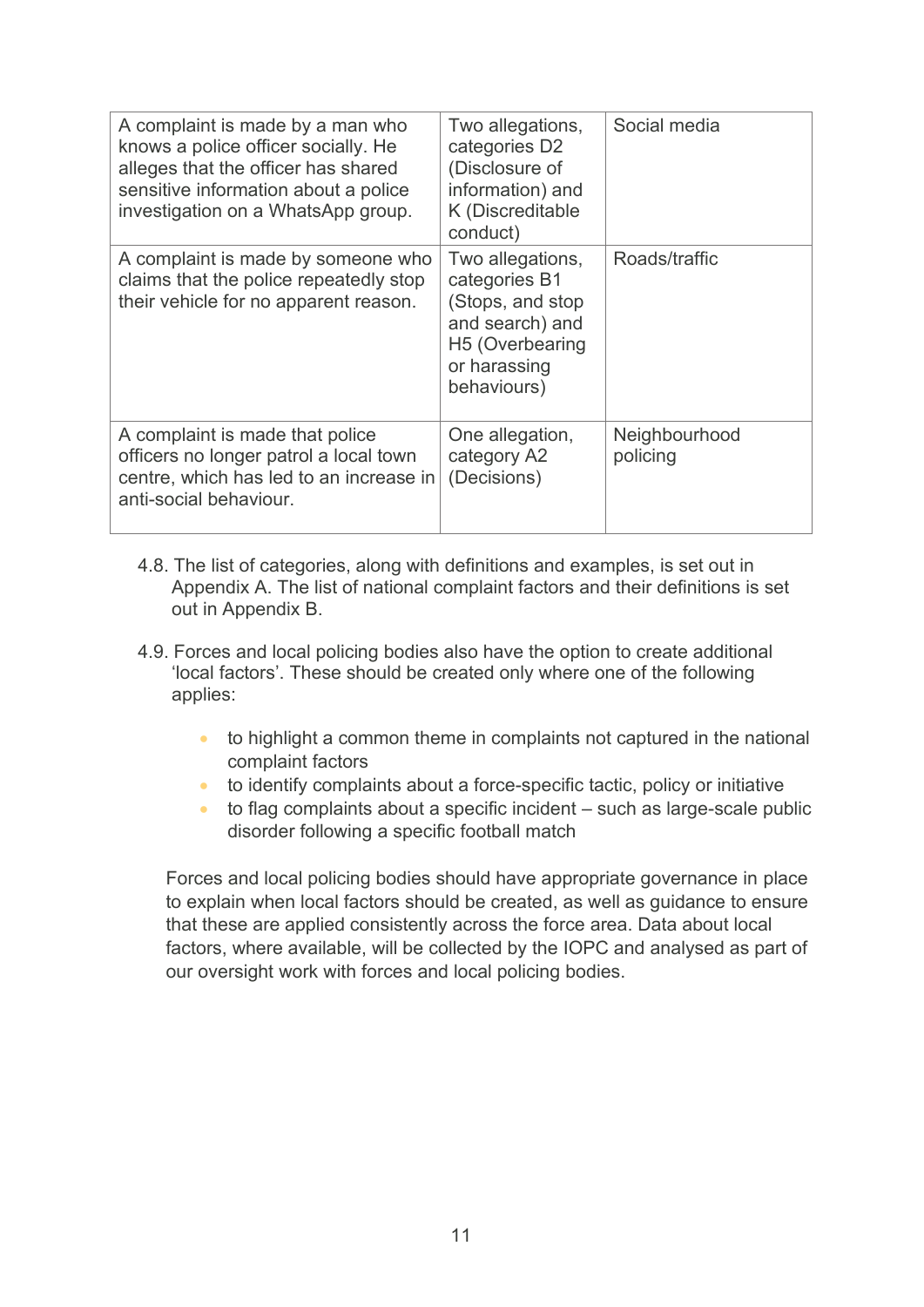| A complaint is made by a man who knows a police officer socially. He alleges that the officer has shared sensitive information about a police investigation on a WhatsApp group. | Two allegations, categories D2 (Disclosure of information) and K (Discreditable conduct) | Social media |
|---|---|---|
| A complaint is made by someone who claims that the police repeatedly stop their vehicle for no apparent reason. | Two allegations, categories B1 (Stops, and stop and search) and H5 (Overbearing or harassing behaviours) | Roads/traffic |
| A complaint is made that police officers no longer patrol a local town centre, which has led to an increase in anti-social behaviour. | One allegation, category A2 (Decisions) | Neighbourhood policing |

4.8. The list of categories, along with definitions and examples, is set out in Appendix A. The list of national complaint factors and their definitions is set out in Appendix B.

4.9. Forces and local policing bodies also have the option to create additional 'local factors'. These should be created only where one of the following applies:

- to highlight a common theme in complaints not captured in the national complaint factors
- to identify complaints about a force-specific tactic, policy or initiative
- to flag complaints about a specific incident – such as large-scale public disorder following a specific football match

Forces and local policing bodies should have appropriate governance in place to explain when local factors should be created, as well as guidance to ensure that these are applied consistently across the force area. Data about local factors, where available, will be collected by the IOPC and analysed as part of our oversight work with forces and local policing bodies.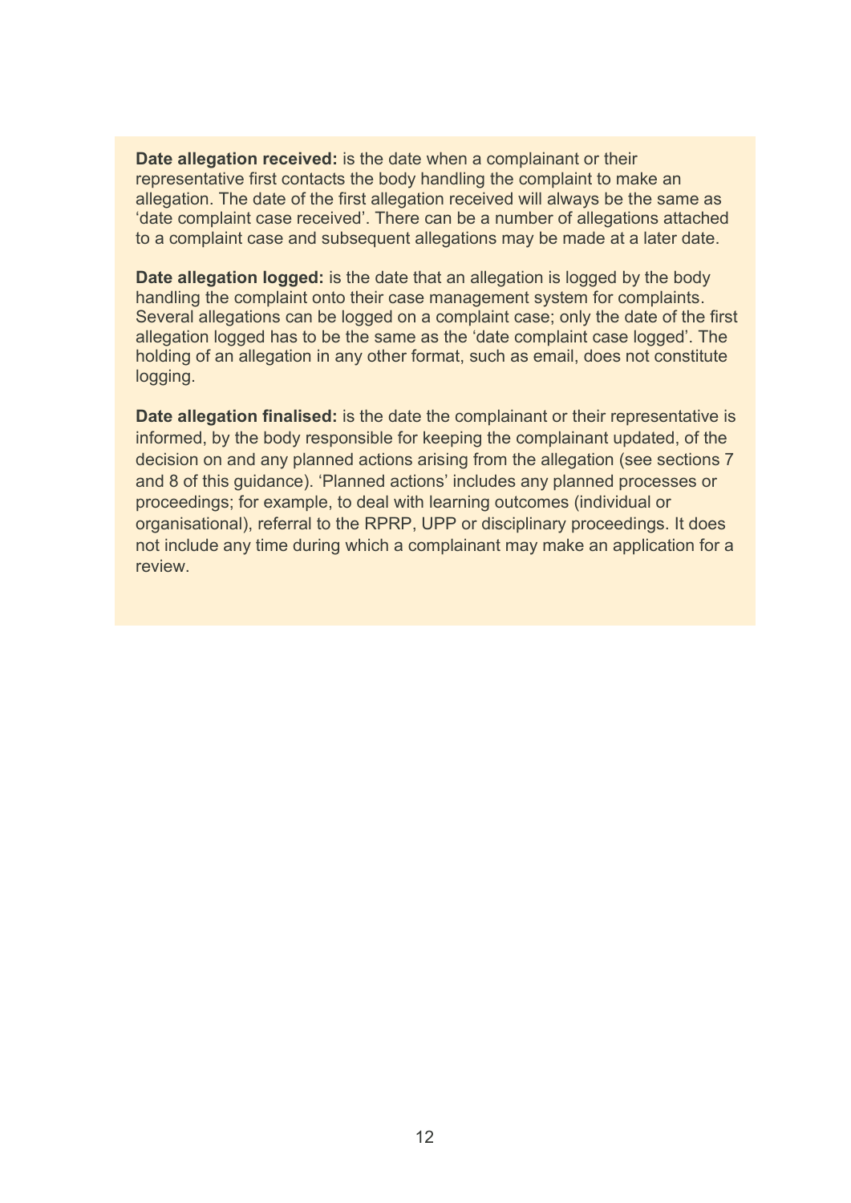**Date allegation received:** is the date when a complainant or their representative first contacts the body handling the complaint to make an allegation. The date of the first allegation received will always be the same as 'date complaint case received'. There can be a number of allegations attached to a complaint case and subsequent allegations may be made at a later date.

**Date allegation logged:** is the date that an allegation is logged by the body handling the complaint onto their case management system for complaints. Several allegations can be logged on a complaint case; only the date of the first allegation logged has to be the same as the 'date complaint case logged'. The holding of an allegation in any other format, such as email, does not constitute logging.

**Date allegation finalised:** is the date the complainant or their representative is informed, by the body responsible for keeping the complainant updated, of the decision on and any planned actions arising from the allegation (see sections 7 and 8 of this guidance). 'Planned actions' includes any planned processes or proceedings; for example, to deal with learning outcomes (individual or organisational), referral to the RPRP, UPP or disciplinary proceedings. It does not include any time during which a complainant may make an application for a review.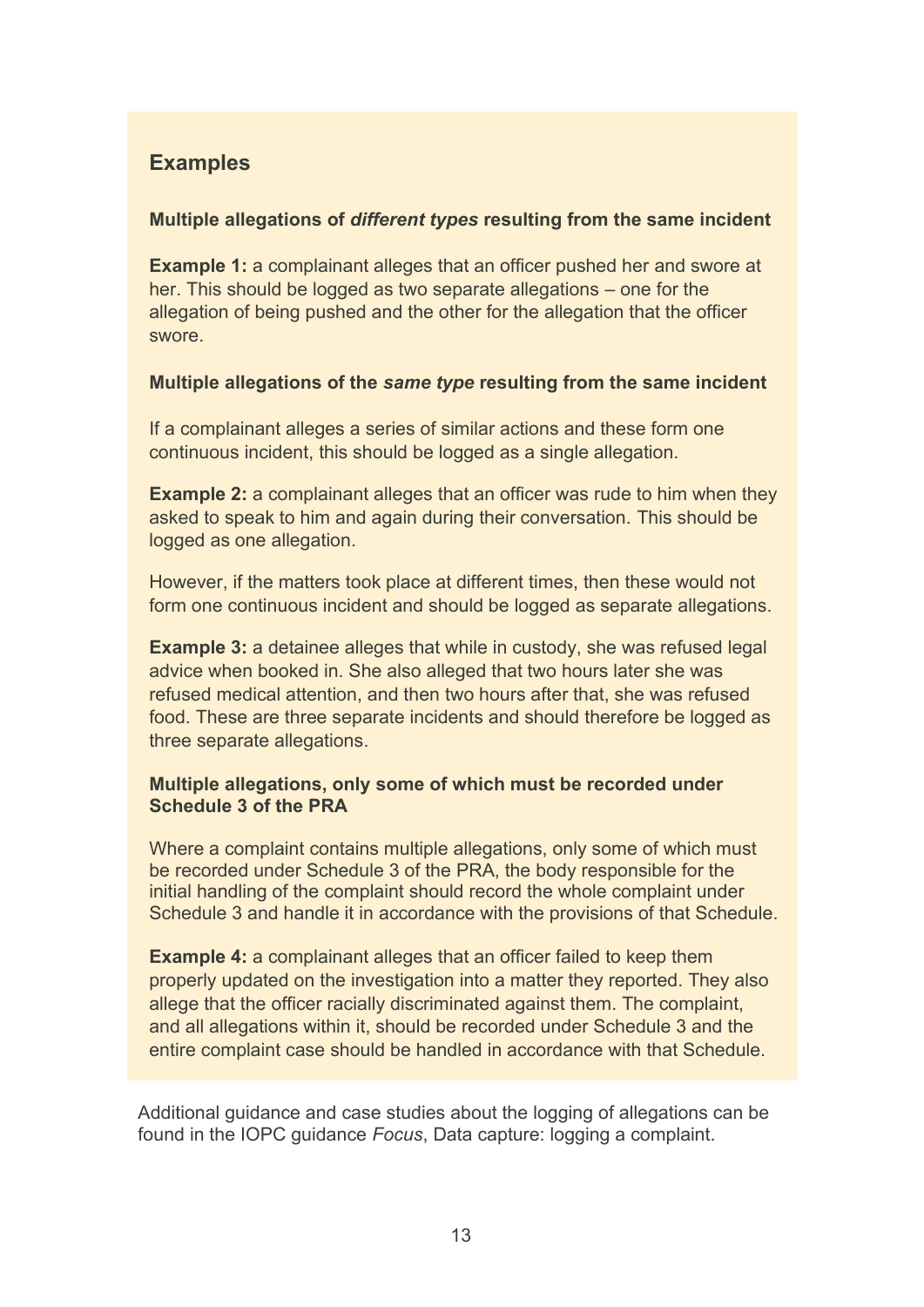## Examples

**Multiple allegations of *different types* resulting from the same incident**

**Example 1:** a complainant alleges that an officer pushed her and swore at her. This should be logged as two separate allegations – one for the allegation of being pushed and the other for the allegation that the officer swore.

**Multiple allegations of the *same type* resulting from the same incident**

If a complainant alleges a series of similar actions and these form one continuous incident, this should be logged as a single allegation.

**Example 2:** a complainant alleges that an officer was rude to him when they asked to speak to him and again during their conversation. This should be logged as one allegation.

However, if the matters took place at different times, then these would not form one continuous incident and should be logged as separate allegations.

**Example 3:** a detainee alleges that while in custody, she was refused legal advice when booked in. She also alleged that two hours later she was refused medical attention, and then two hours after that, she was refused food. These are three separate incidents and should therefore be logged as three separate allegations.

**Multiple allegations, only some of which must be recorded under Schedule 3 of the PRA**

Where a complaint contains multiple allegations, only some of which must be recorded under Schedule 3 of the PRA, the body responsible for the initial handling of the complaint should record the whole complaint under Schedule 3 and handle it in accordance with the provisions of that Schedule.

**Example 4:** a complainant alleges that an officer failed to keep them properly updated on the investigation into a matter they reported. They also allege that the officer racially discriminated against them. The complaint, and all allegations within it, should be recorded under Schedule 3 and the entire complaint case should be handled in accordance with that Schedule.

Additional guidance and case studies about the logging of allegations can be found in the IOPC guidance *Focus*, Data capture: logging a complaint.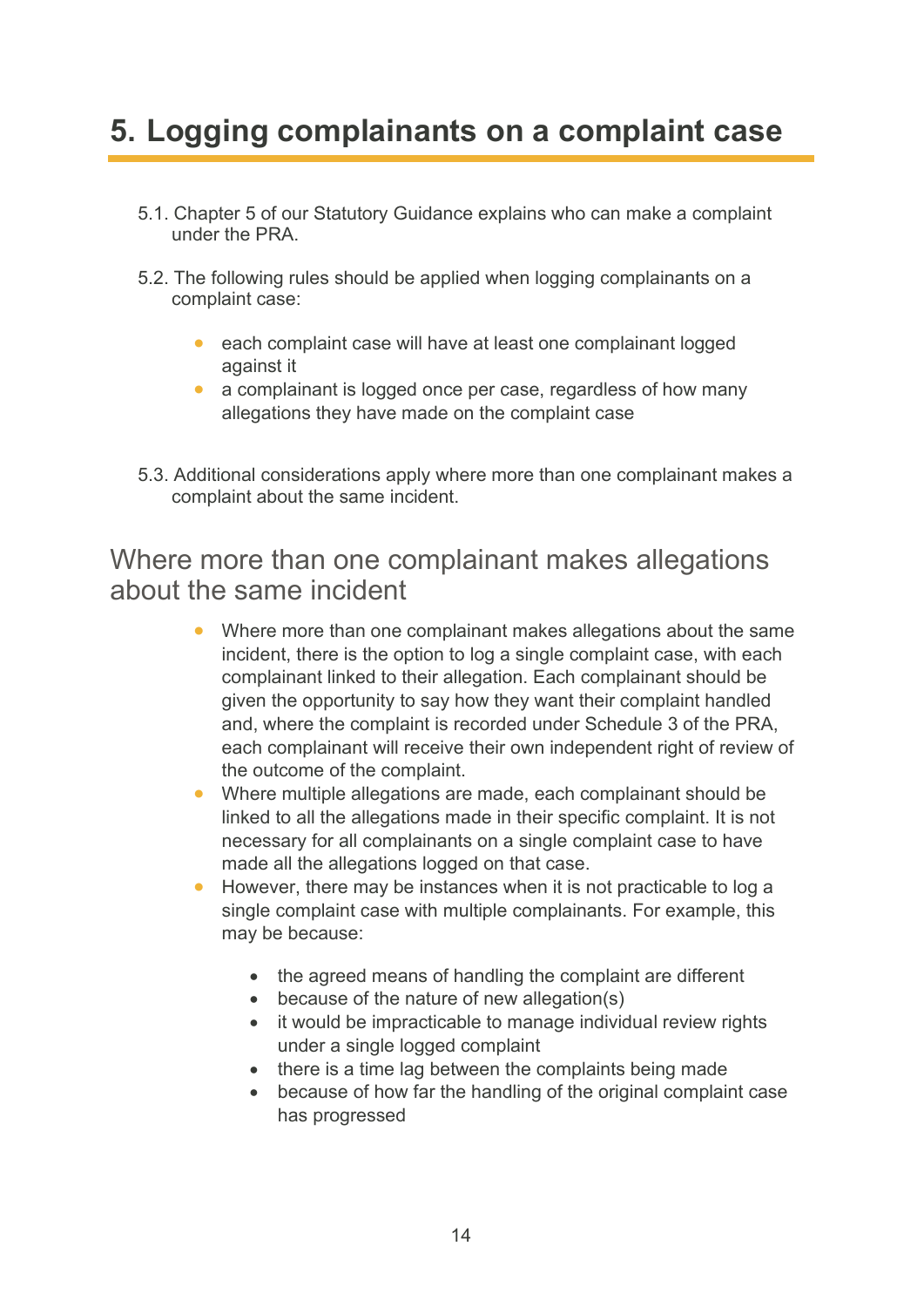# 5. Logging complainants on a complaint case

5.1. Chapter 5 of our Statutory Guidance explains who can make a complaint under the PRA.

5.2. The following rules should be applied when logging complainants on a complaint case:

- each complaint case will have at least one complainant logged against it
- a complainant is logged once per case, regardless of how many allegations they have made on the complaint case

5.3. Additional considerations apply where more than one complainant makes a complaint about the same incident.

## Where more than one complainant makes allegations about the same incident

- Where more than one complainant makes allegations about the same incident, there is the option to log a single complaint case, with each complainant linked to their allegation. Each complainant should be given the opportunity to say how they want their complaint handled and, where the complaint is recorded under Schedule 3 of the PRA, each complainant will receive their own independent right of review of the outcome of the complaint.
- Where multiple allegations are made, each complainant should be linked to all the allegations made in their specific complaint. It is not necessary for all complainants on a single complaint case to have made all the allegations logged on that case.
- However, there may be instances when it is not practicable to log a single complaint case with multiple complainants. For example, this may be because:
  - the agreed means of handling the complaint are different
  - because of the nature of new allegation(s)
  - it would be impracticable to manage individual review rights under a single logged complaint
  - there is a time lag between the complaints being made
  - because of how far the handling of the original complaint case has progressed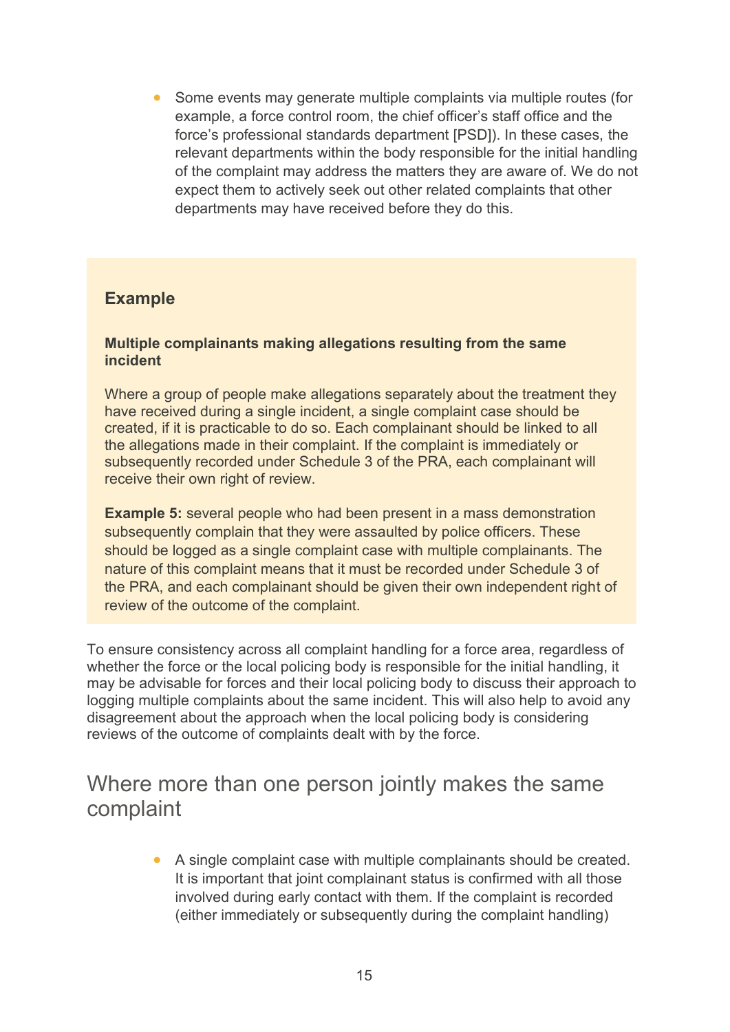- Some events may generate multiple complaints via multiple routes (for example, a force control room, the chief officer's staff office and the force's professional standards department [PSD]). In these cases, the relevant departments within the body responsible for the initial handling of the complaint may address the matters they are aware of. We do not expect them to actively seek out other related complaints that other departments may have received before they do this.

### Example

**Multiple complainants making allegations resulting from the same incident**

Where a group of people make allegations separately about the treatment they have received during a single incident, a single complaint case should be created, if it is practicable to do so. Each complainant should be linked to all the allegations made in their complaint. If the complaint is immediately or subsequently recorded under Schedule 3 of the PRA, each complainant will receive their own right of review.

**Example 5:** several people who had been present in a mass demonstration subsequently complain that they were assaulted by police officers. These should be logged as a single complaint case with multiple complainants. The nature of this complaint means that it must be recorded under Schedule 3 of the PRA, and each complainant should be given their own independent right of review of the outcome of the complaint.

To ensure consistency across all complaint handling for a force area, regardless of whether the force or the local policing body is responsible for the initial handling, it may be advisable for forces and their local policing body to discuss their approach to logging multiple complaints about the same incident. This will also help to avoid any disagreement about the approach when the local policing body is considering reviews of the outcome of complaints dealt with by the force.

## Where more than one person jointly makes the same complaint

- A single complaint case with multiple complainants should be created. It is important that joint complainant status is confirmed with all those involved during early contact with them. If the complaint is recorded (either immediately or subsequently during the complaint handling)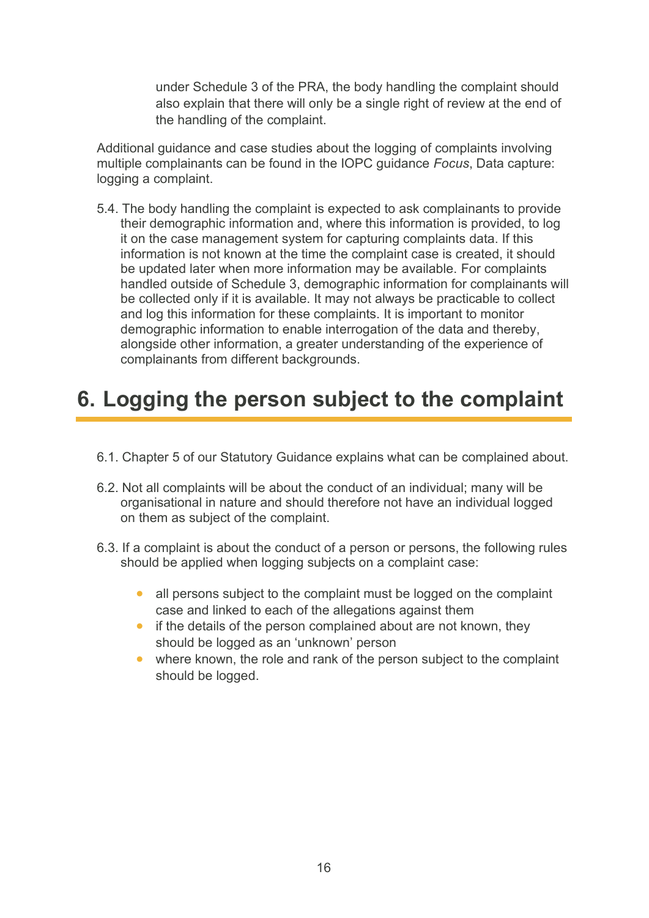under Schedule 3 of the PRA, the body handling the complaint should also explain that there will only be a single right of review at the end of the handling of the complaint.

Additional guidance and case studies about the logging of complaints involving multiple complainants can be found in the IOPC guidance *Focus*, Data capture: logging a complaint.

5.4. The body handling the complaint is expected to ask complainants to provide their demographic information and, where this information is provided, to log it on the case management system for capturing complaints data. If this information is not known at the time the complaint case is created, it should be updated later when more information may be available. For complaints handled outside of Schedule 3, demographic information for complainants will be collected only if it is available. It may not always be practicable to collect and log this information for these complaints. It is important to monitor demographic information to enable interrogation of the data and thereby, alongside other information, a greater understanding of the experience of complainants from different backgrounds.

# 6. Logging the person subject to the complaint

6.1. Chapter 5 of our Statutory Guidance explains what can be complained about.

6.2. Not all complaints will be about the conduct of an individual; many will be organisational in nature and should therefore not have an individual logged on them as subject of the complaint.

6.3. If a complaint is about the conduct of a person or persons, the following rules should be applied when logging subjects on a complaint case:

- all persons subject to the complaint must be logged on the complaint case and linked to each of the allegations against them
- if the details of the person complained about are not known, they should be logged as an 'unknown' person
- where known, the role and rank of the person subject to the complaint should be logged.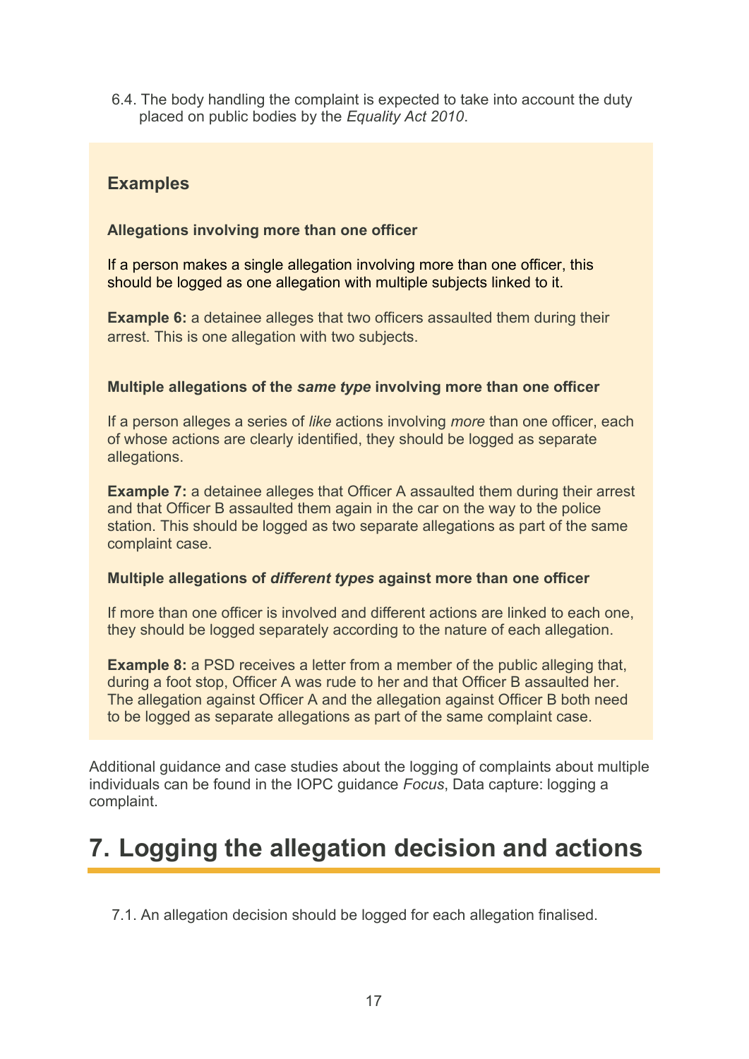6.4. The body handling the complaint is expected to take into account the duty placed on public bodies by the *Equality Act 2010*.

### Examples

**Allegations involving more than one officer**

If a person makes a single allegation involving more than one officer, this should be logged as one allegation with multiple subjects linked to it.

**Example 6:** a detainee alleges that two officers assaulted them during their arrest. This is one allegation with two subjects.

**Multiple allegations of the *same type* involving more than one officer**

If a person alleges a series of *like* actions involving *more* than one officer, each of whose actions are clearly identified, they should be logged as separate allegations.

**Example 7:** a detainee alleges that Officer A assaulted them during their arrest and that Officer B assaulted them again in the car on the way to the police station. This should be logged as two separate allegations as part of the same complaint case.

**Multiple allegations of *different types* against more than one officer**

If more than one officer is involved and different actions are linked to each one, they should be logged separately according to the nature of each allegation.

**Example 8:** a PSD receives a letter from a member of the public alleging that, during a foot stop, Officer A was rude to her and that Officer B assaulted her. The allegation against Officer A and the allegation against Officer B both need to be logged as separate allegations as part of the same complaint case.

Additional guidance and case studies about the logging of complaints about multiple individuals can be found in the IOPC guidance *Focus*, Data capture: logging a complaint.

# 7. Logging the allegation decision and actions

7.1. An allegation decision should be logged for each allegation finalised.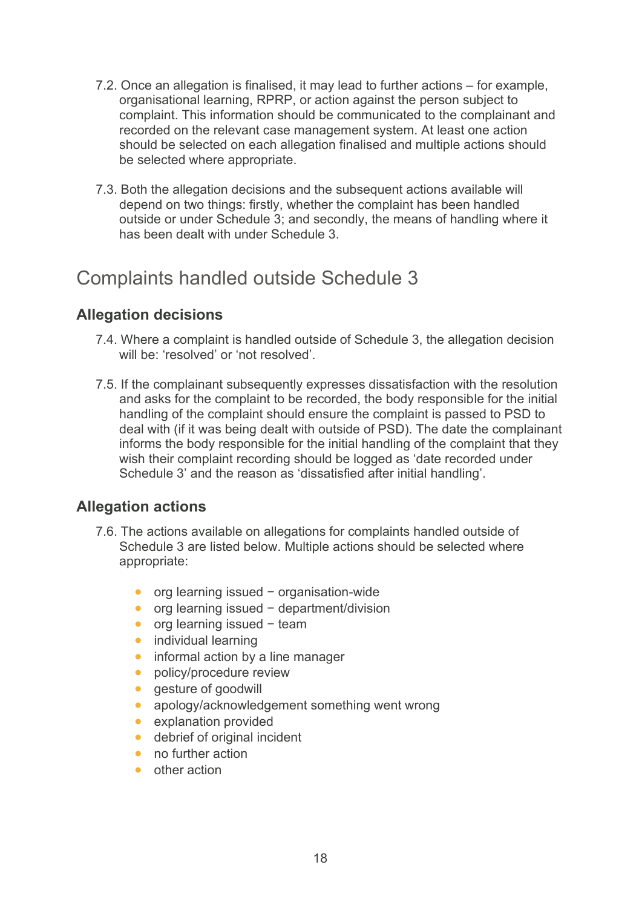7.2. Once an allegation is finalised, it may lead to further actions – for example, organisational learning, RPRP, or action against the person subject to complaint. This information should be communicated to the complainant and recorded on the relevant case management system. At least one action should be selected on each allegation finalised and multiple actions should be selected where appropriate.

7.3. Both the allegation decisions and the subsequent actions available will depend on two things: firstly, whether the complaint has been handled outside or under Schedule 3; and secondly, the means of handling where it has been dealt with under Schedule 3.

## Complaints handled outside Schedule 3

### Allegation decisions

7.4. Where a complaint is handled outside of Schedule 3, the allegation decision will be: 'resolved' or 'not resolved'.

7.5. If the complainant subsequently expresses dissatisfaction with the resolution and asks for the complaint to be recorded, the body responsible for the initial handling of the complaint should ensure the complaint is passed to PSD to deal with (if it was being dealt with outside of PSD). The date the complainant informs the body responsible for the initial handling of the complaint that they wish their complaint recording should be logged as 'date recorded under Schedule 3' and the reason as 'dissatisfied after initial handling'.

### Allegation actions

7.6. The actions available on allegations for complaints handled outside of Schedule 3 are listed below. Multiple actions should be selected where appropriate:

- org learning issued − organisation-wide
- org learning issued − department/division
- org learning issued − team
- individual learning
- informal action by a line manager
- policy/procedure review
- gesture of goodwill
- apology/acknowledgement something went wrong
- explanation provided
- debrief of original incident
- no further action
- other action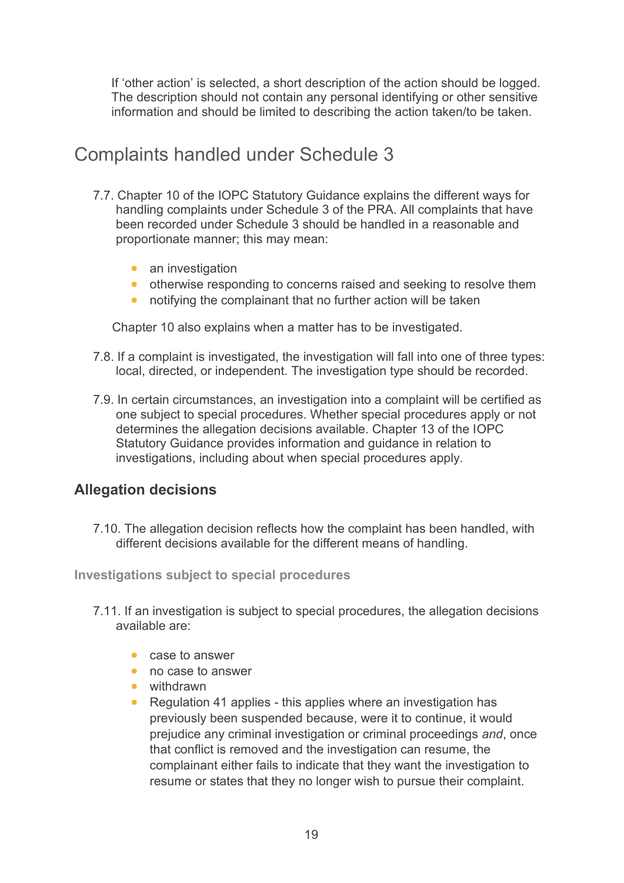If 'other action' is selected, a short description of the action should be logged. The description should not contain any personal identifying or other sensitive information and should be limited to describing the action taken/to be taken.

## Complaints handled under Schedule 3

7.7. Chapter 10 of the IOPC Statutory Guidance explains the different ways for handling complaints under Schedule 3 of the PRA. All complaints that have been recorded under Schedule 3 should be handled in a reasonable and proportionate manner; this may mean:

- an investigation
- otherwise responding to concerns raised and seeking to resolve them
- notifying the complainant that no further action will be taken

Chapter 10 also explains when a matter has to be investigated.

7.8. If a complaint is investigated, the investigation will fall into one of three types: local, directed, or independent. The investigation type should be recorded.

7.9. In certain circumstances, an investigation into a complaint will be certified as one subject to special procedures. Whether special procedures apply or not determines the allegation decisions available. Chapter 13 of the IOPC Statutory Guidance provides information and guidance in relation to investigations, including about when special procedures apply.

### Allegation decisions

7.10. The allegation decision reflects how the complaint has been handled, with different decisions available for the different means of handling.

#### Investigations subject to special procedures

7.11. If an investigation is subject to special procedures, the allegation decisions available are:

- case to answer
- no case to answer
- withdrawn
- Regulation 41 applies - this applies where an investigation has previously been suspended because, were it to continue, it would prejudice any criminal investigation or criminal proceedings *and*, once that conflict is removed and the investigation can resume, the complainant either fails to indicate that they want the investigation to resume or states that they no longer wish to pursue their complaint.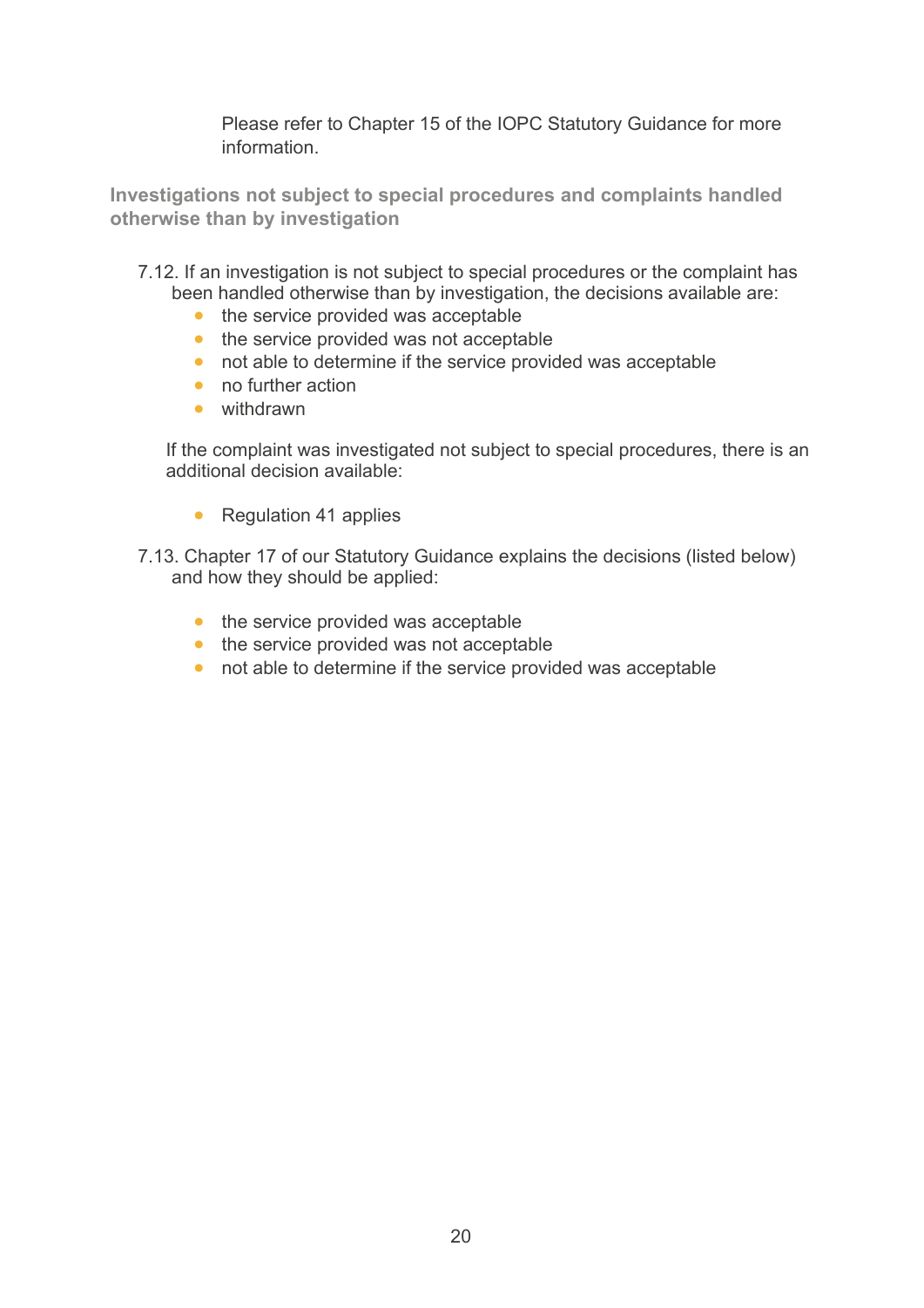Please refer to Chapter 15 of the IOPC Statutory Guidance for more information.

### Investigations not subject to special procedures and complaints handled otherwise than by investigation

7.12. If an investigation is not subject to special procedures or the complaint has been handled otherwise than by investigation, the decisions available are:

- the service provided was acceptable
- the service provided was not acceptable
- not able to determine if the service provided was acceptable
- no further action
- withdrawn

If the complaint was investigated not subject to special procedures, there is an additional decision available:

- Regulation 41 applies

7.13. Chapter 17 of our Statutory Guidance explains the decisions (listed below) and how they should be applied:

- the service provided was acceptable
- the service provided was not acceptable
- not able to determine if the service provided was acceptable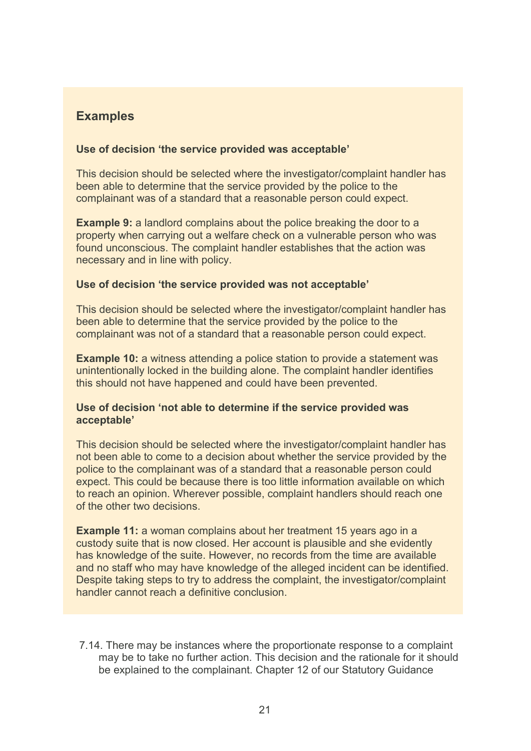## Examples

**Use of decision 'the service provided was acceptable'**

This decision should be selected where the investigator/complaint handler has been able to determine that the service provided by the police to the complainant was of a standard that a reasonable person could expect.

**Example 9:** a landlord complains about the police breaking the door to a property when carrying out a welfare check on a vulnerable person who was found unconscious. The complaint handler establishes that the action was necessary and in line with policy.

**Use of decision 'the service provided was not acceptable'**

This decision should be selected where the investigator/complaint handler has been able to determine that the service provided by the police to the complainant was not of a standard that a reasonable person could expect.

**Example 10:** a witness attending a police station to provide a statement was unintentionally locked in the building alone. The complaint handler identifies this should not have happened and could have been prevented.

**Use of decision 'not able to determine if the service provided was acceptable'**

This decision should be selected where the investigator/complaint handler has not been able to come to a decision about whether the service provided by the police to the complainant was of a standard that a reasonable person could expect. This could be because there is too little information available on which to reach an opinion. Wherever possible, complaint handlers should reach one of the other two decisions.

**Example 11:** a woman complains about her treatment 15 years ago in a custody suite that is now closed. Her account is plausible and she evidently has knowledge of the suite. However, no records from the time are available and no staff who may have knowledge of the alleged incident can be identified. Despite taking steps to try to address the complaint, the investigator/complaint handler cannot reach a definitive conclusion.

7.14. There may be instances where the proportionate response to a complaint may be to take no further action. This decision and the rationale for it should be explained to the complainant. Chapter 12 of our Statutory Guidance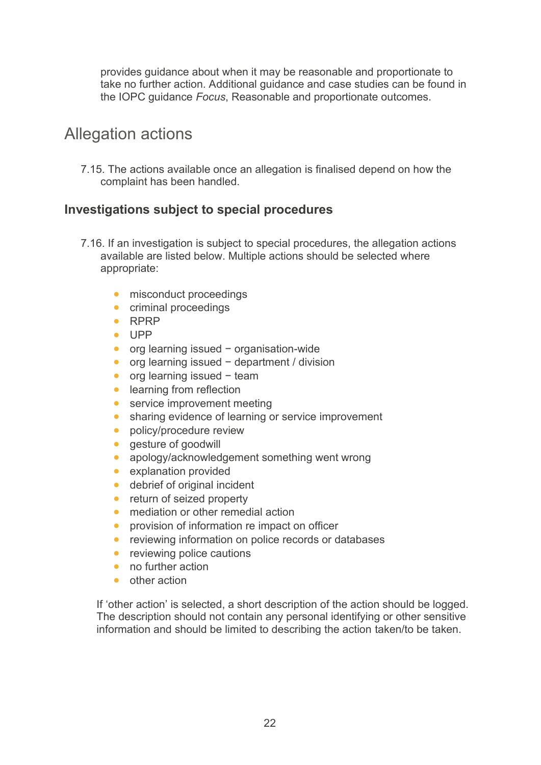provides guidance about when it may be reasonable and proportionate to take no further action. Additional guidance and case studies can be found in the IOPC guidance *Focus*, Reasonable and proportionate outcomes.

## Allegation actions

7.15. The actions available once an allegation is finalised depend on how the complaint has been handled.

### Investigations subject to special procedures

7.16. If an investigation is subject to special procedures, the allegation actions available are listed below. Multiple actions should be selected where appropriate:

- misconduct proceedings
- criminal proceedings
- RPRP
- UPP
- org learning issued − organisation-wide
- org learning issued − department / division
- org learning issued − team
- learning from reflection
- service improvement meeting
- sharing evidence of learning or service improvement
- policy/procedure review
- gesture of goodwill
- apology/acknowledgement something went wrong
- explanation provided
- debrief of original incident
- return of seized property
- mediation or other remedial action
- provision of information re impact on officer
- reviewing information on police records or databases
- reviewing police cautions
- no further action
- other action

If 'other action' is selected, a short description of the action should be logged. The description should not contain any personal identifying or other sensitive information and should be limited to describing the action taken/to be taken.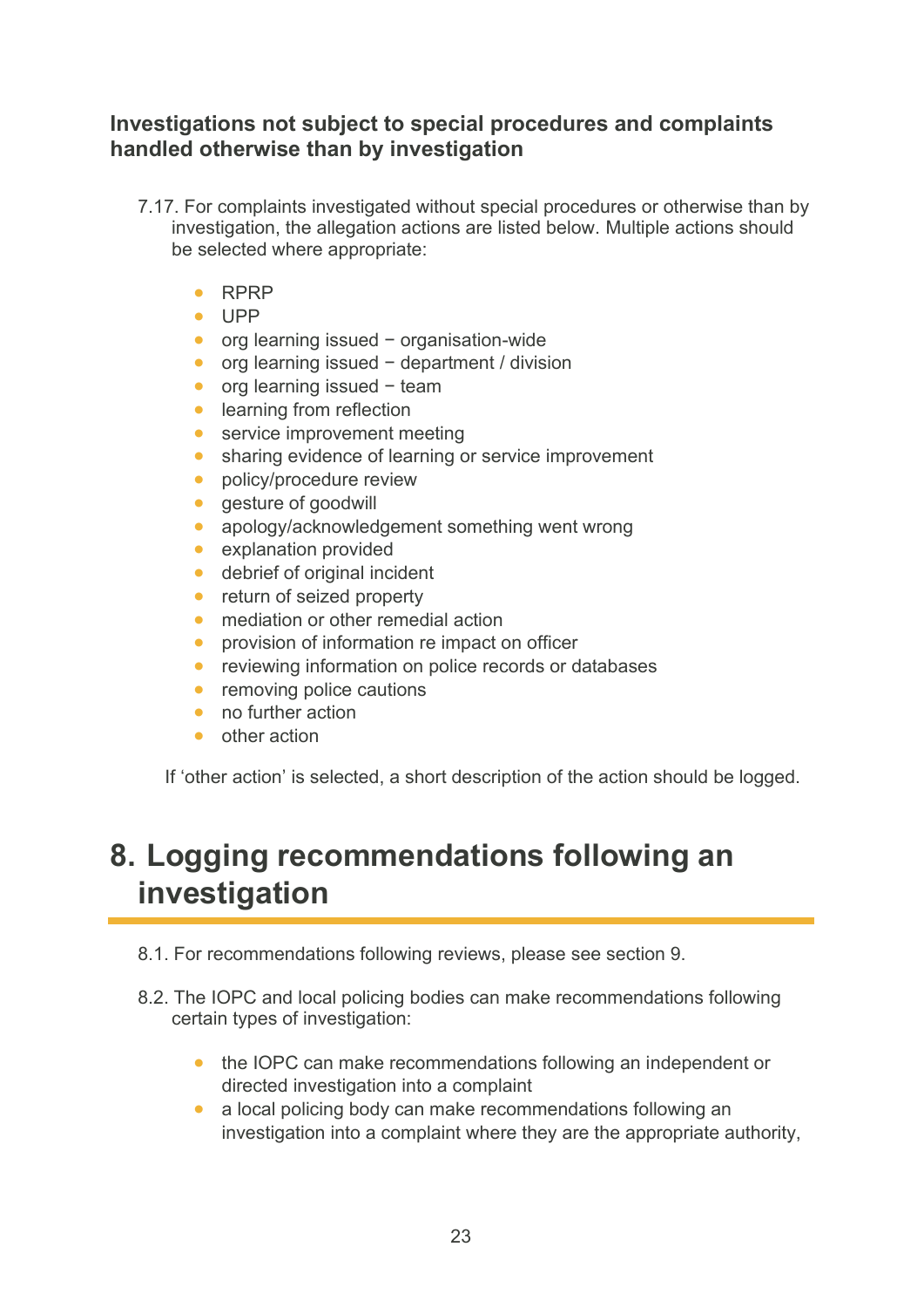### Investigations not subject to special procedures and complaints handled otherwise than by investigation

7.17. For complaints investigated without special procedures or otherwise than by investigation, the allegation actions are listed below. Multiple actions should be selected where appropriate:

- RPRP
- UPP
- org learning issued − organisation-wide
- org learning issued − department / division
- org learning issued − team
- learning from reflection
- service improvement meeting
- sharing evidence of learning or service improvement
- policy/procedure review
- gesture of goodwill
- apology/acknowledgement something went wrong
- explanation provided
- debrief of original incident
- return of seized property
- mediation or other remedial action
- provision of information re impact on officer
- reviewing information on police records or databases
- removing police cautions
- no further action
- other action

If 'other action' is selected, a short description of the action should be logged.

# 8. Logging recommendations following an investigation

8.1. For recommendations following reviews, please see section 9.

8.2. The IOPC and local policing bodies can make recommendations following certain types of investigation:

- the IOPC can make recommendations following an independent or directed investigation into a complaint
- a local policing body can make recommendations following an investigation into a complaint where they are the appropriate authority,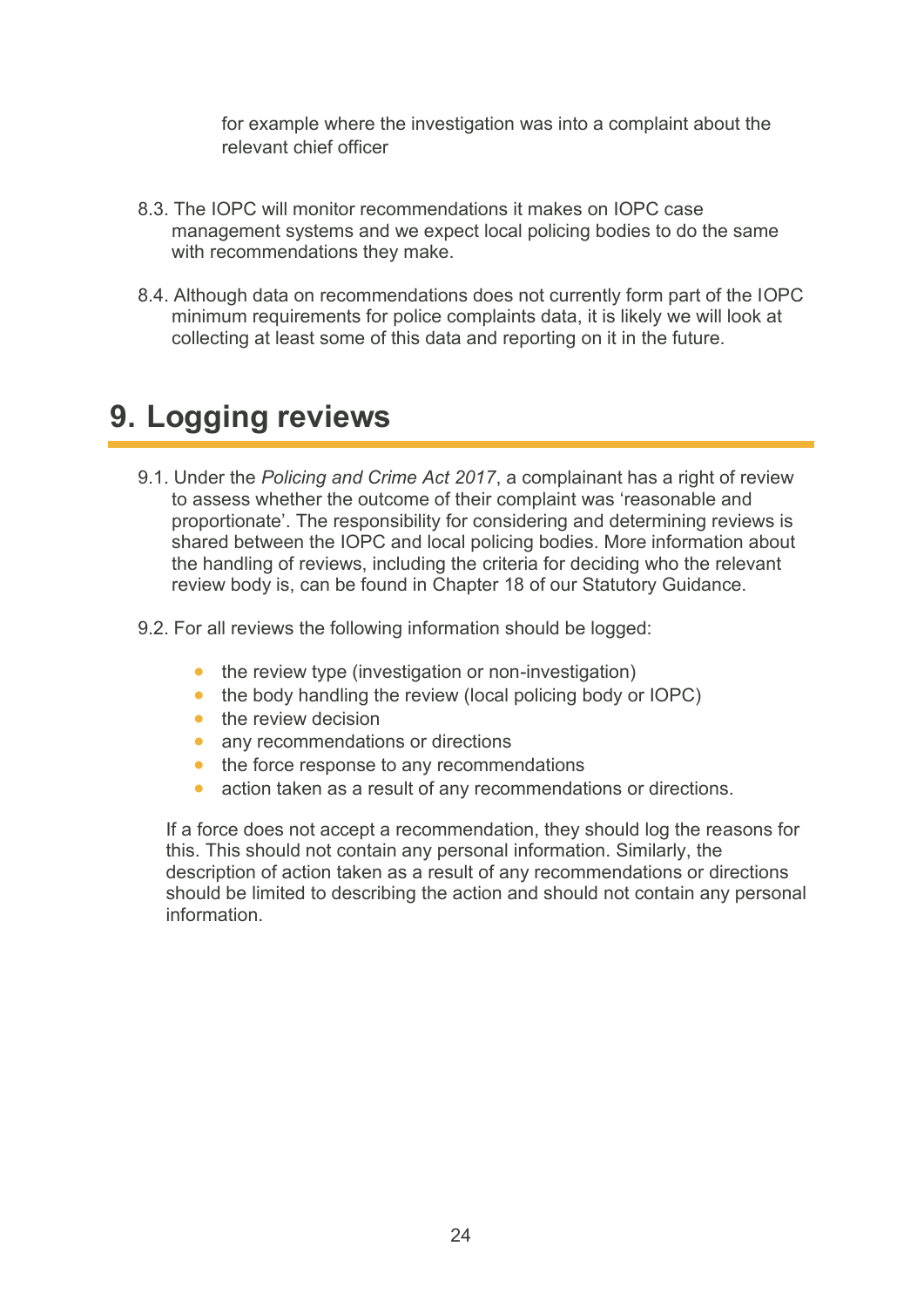for example where the investigation was into a complaint about the relevant chief officer

8.3. The IOPC will monitor recommendations it makes on IOPC case management systems and we expect local policing bodies to do the same with recommendations they make.

8.4. Although data on recommendations does not currently form part of the IOPC minimum requirements for police complaints data, it is likely we will look at collecting at least some of this data and reporting on it in the future.

# 9. Logging reviews

9.1. Under the *Policing and Crime Act 2017*, a complainant has a right of review to assess whether the outcome of their complaint was 'reasonable and proportionate'. The responsibility for considering and determining reviews is shared between the IOPC and local policing bodies. More information about the handling of reviews, including the criteria for deciding who the relevant review body is, can be found in Chapter 18 of our Statutory Guidance.

9.2. For all reviews the following information should be logged:

- the review type (investigation or non-investigation)
- the body handling the review (local policing body or IOPC)
- the review decision
- any recommendations or directions
- the force response to any recommendations
- action taken as a result of any recommendations or directions.

If a force does not accept a recommendation, they should log the reasons for this. This should not contain any personal information. Similarly, the description of action taken as a result of any recommendations or directions should be limited to describing the action and should not contain any personal information.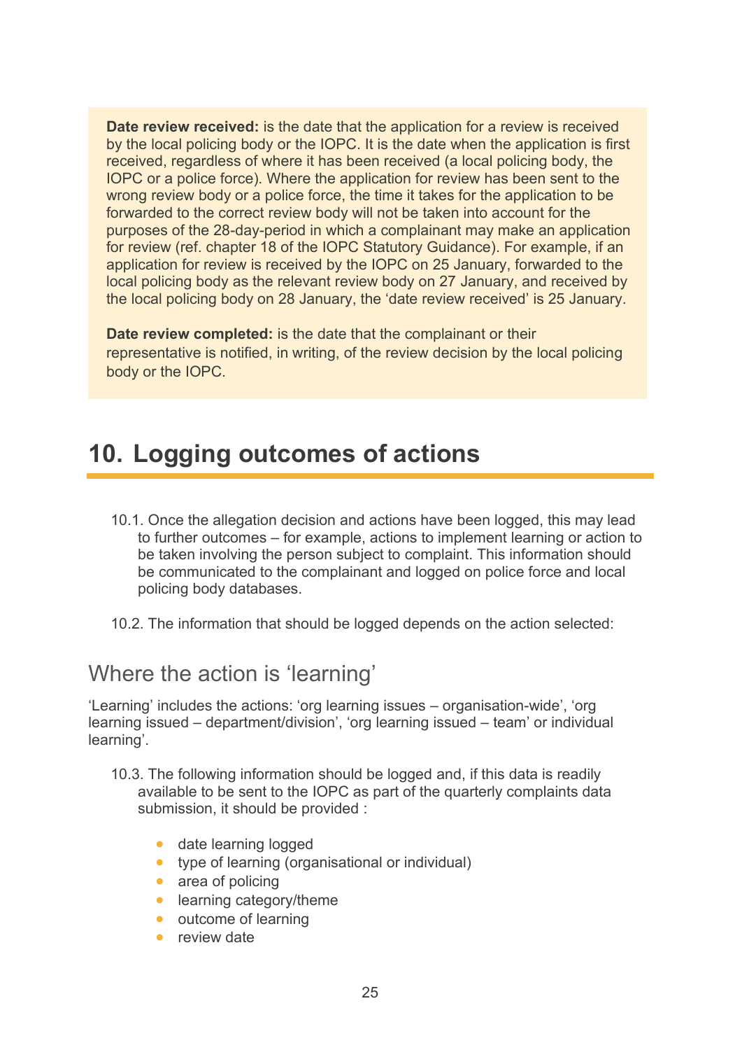**Date review received:** is the date that the application for a review is received by the local policing body or the IOPC. It is the date when the application is first received, regardless of where it has been received (a local policing body, the IOPC or a police force). Where the application for review has been sent to the wrong review body or a police force, the time it takes for the application to be forwarded to the correct review body will not be taken into account for the purposes of the 28-day-period in which a complainant may make an application for review (ref. chapter 18 of the IOPC Statutory Guidance). For example, if an application for review is received by the IOPC on 25 January, forwarded to the local policing body as the relevant review body on 27 January, and received by the local policing body on 28 January, the 'date review received' is 25 January.

**Date review completed:** is the date that the complainant or their representative is notified, in writing, of the review decision by the local policing body or the IOPC.

# 10. Logging outcomes of actions

10.1. Once the allegation decision and actions have been logged, this may lead to further outcomes – for example, actions to implement learning or action to be taken involving the person subject to complaint. This information should be communicated to the complainant and logged on police force and local policing body databases.

10.2. The information that should be logged depends on the action selected:

## Where the action is 'learning'

'Learning' includes the actions: 'org learning issues – organisation-wide', 'org learning issued – department/division', 'org learning issued – team' or individual learning'.

10.3. The following information should be logged and, if this data is readily available to be sent to the IOPC as part of the quarterly complaints data submission, it should be provided :

- date learning logged
- type of learning (organisational or individual)
- area of policing
- learning category/theme
- outcome of learning
- review date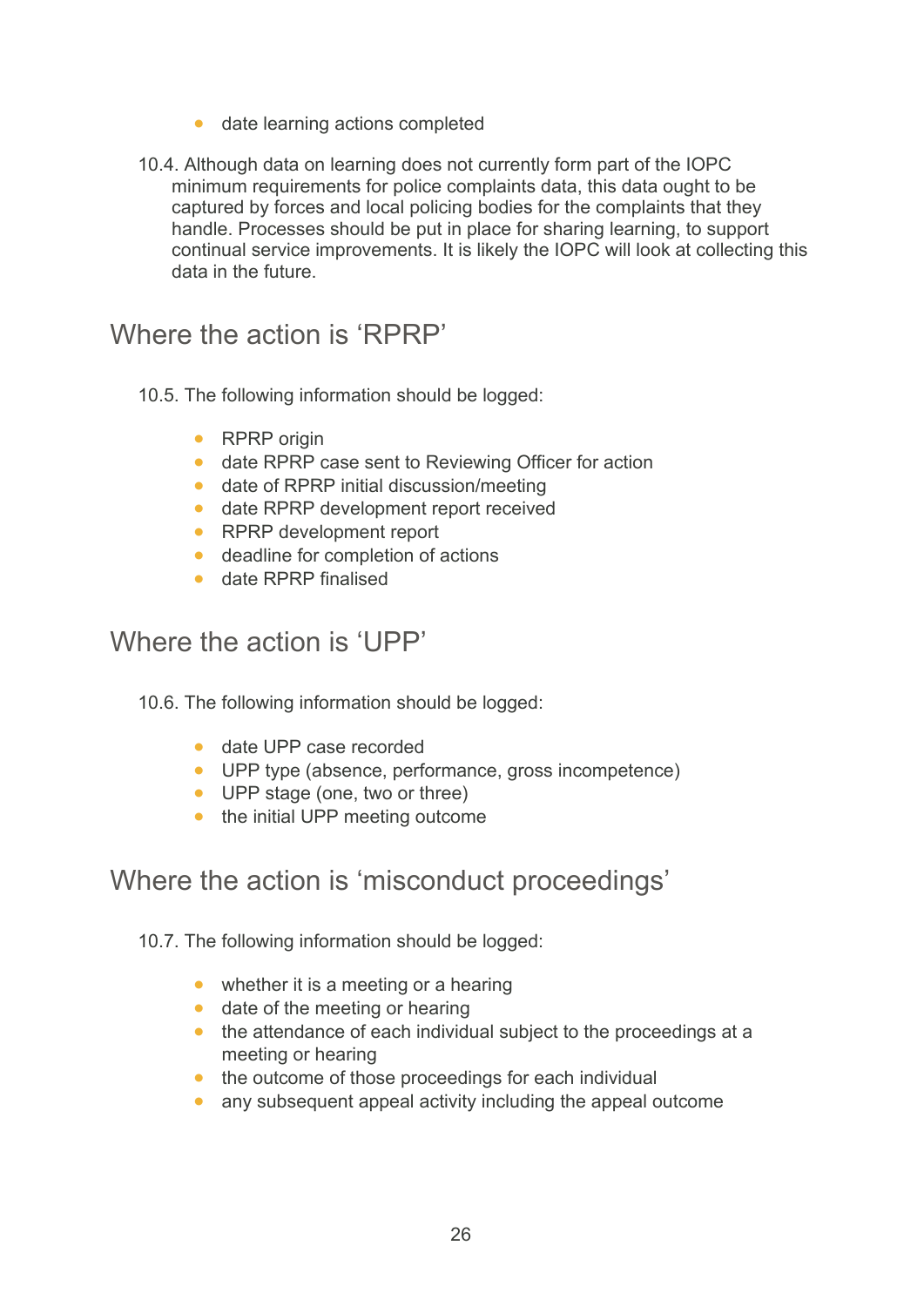- date learning actions completed

10.4. Although data on learning does not currently form part of the IOPC minimum requirements for police complaints data, this data ought to be captured by forces and local policing bodies for the complaints that they handle. Processes should be put in place for sharing learning, to support continual service improvements. It is likely the IOPC will look at collecting this data in the future.

## Where the action is 'RPRP'

10.5. The following information should be logged:

- RPRP origin
- date RPRP case sent to Reviewing Officer for action
- date of RPRP initial discussion/meeting
- date RPRP development report received
- RPRP development report
- deadline for completion of actions
- date RPRP finalised

## Where the action is 'UPP'

10.6. The following information should be logged:

- date UPP case recorded
- UPP type (absence, performance, gross incompetence)
- UPP stage (one, two or three)
- the initial UPP meeting outcome

## Where the action is 'misconduct proceedings'

10.7. The following information should be logged:

- whether it is a meeting or a hearing
- date of the meeting or hearing
- the attendance of each individual subject to the proceedings at a meeting or hearing
- the outcome of those proceedings for each individual
- any subsequent appeal activity including the appeal outcome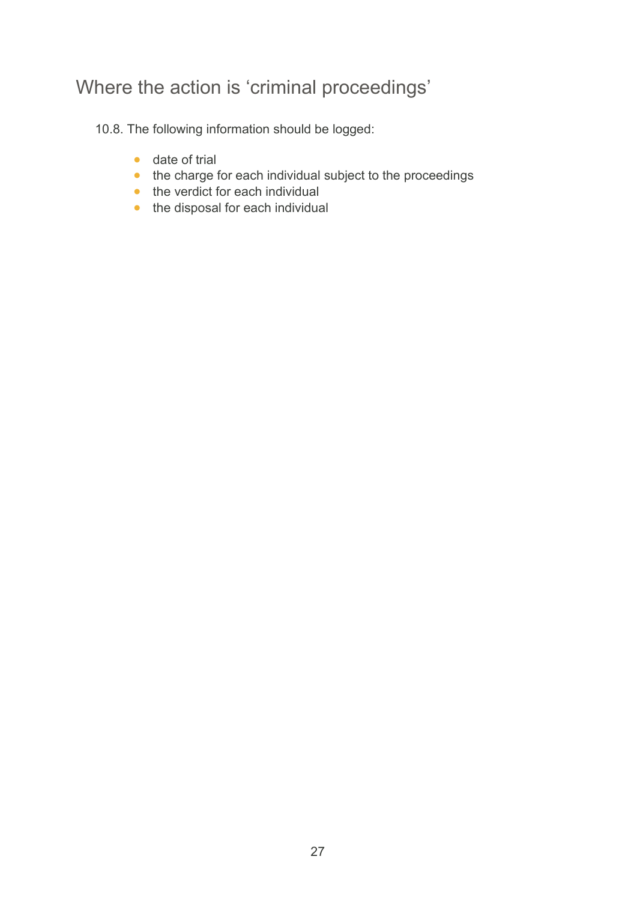## Where the action is ‘criminal proceedings’

10.8. The following information should be logged:

- date of trial
- the charge for each individual subject to the proceedings
- the verdict for each individual
- the disposal for each individual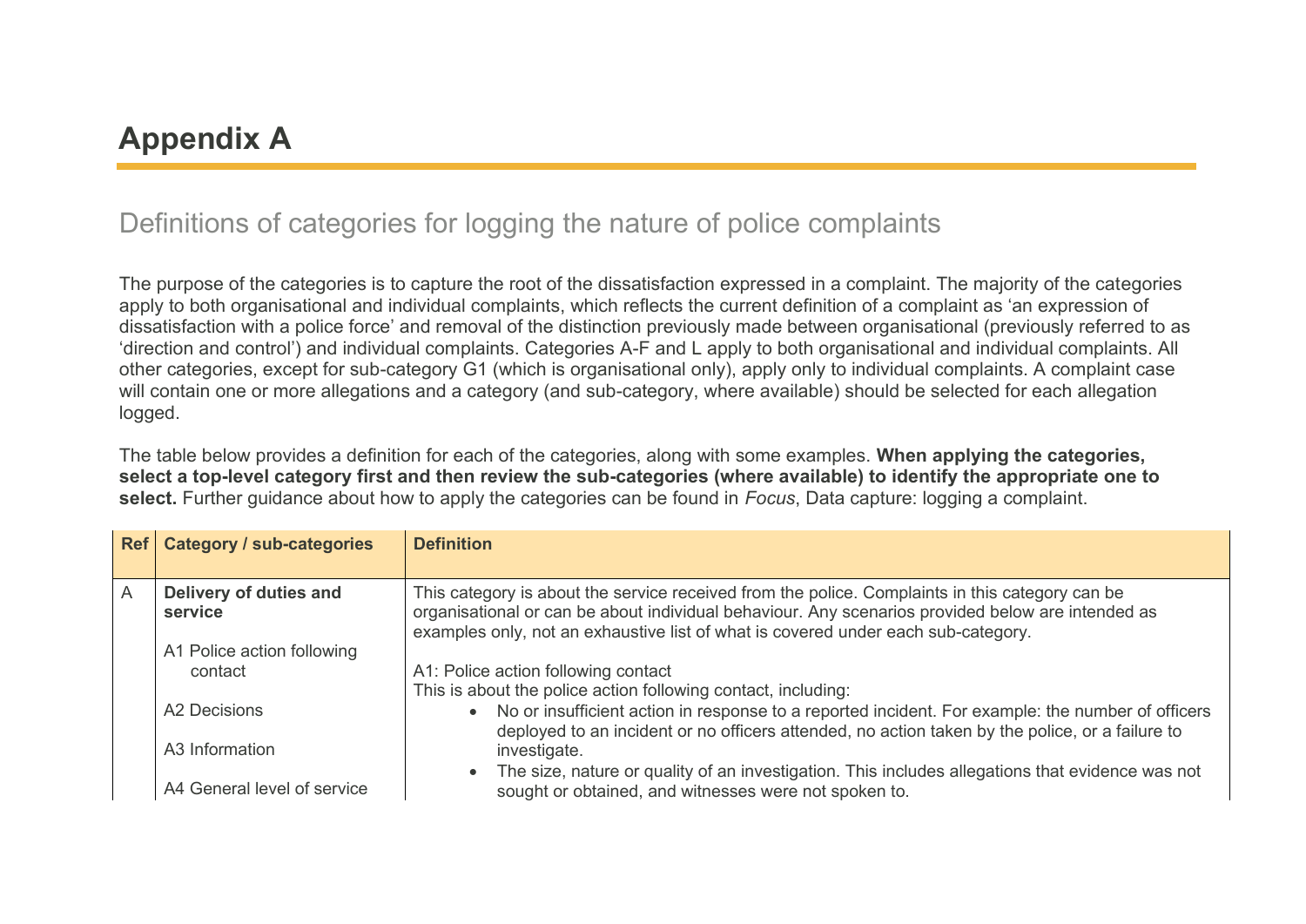# Appendix A

## Definitions of categories for logging the nature of police complaints

The purpose of the categories is to capture the root of the dissatisfaction expressed in a complaint. The majority of the categories apply to both organisational and individual complaints, which reflects the current definition of a complaint as 'an expression of dissatisfaction with a police force' and removal of the distinction previously made between organisational (previously referred to as 'direction and control') and individual complaints. Categories A-F and L apply to both organisational and individual complaints. All other categories, except for sub-category G1 (which is organisational only), apply only to individual complaints. A complaint case will contain one or more allegations and a category (and sub-category, where available) should be selected for each allegation logged.

The table below provides a definition for each of the categories, along with some examples. **When applying the categories, select a top-level category first and then review the sub-categories (where available) to identify the appropriate one to select.** Further guidance about how to apply the categories can be found in *Focus*, Data capture: logging a complaint.

| Ref | Category / sub-categories | Definition |
|---|---|---|
| A | **Delivery of duties and service**<br><br>A1 Police action following contact<br><br>A2 Decisions<br><br>A3 Information<br><br>A4 General level of service | This category is about the service received from the police. Complaints in this category can be organisational or can be about individual behaviour. Any scenarios provided below are intended as examples only, not an exhaustive list of what is covered under each sub-category.<br><br>A1: Police action following contact<br>This is about the police action following contact, including:<br>• No or insufficient action in response to a reported incident. For example: the number of officers deployed to an incident or no officers attended, no action taken by the police, or a failure to investigate.<br>• The size, nature or quality of an investigation. This includes allegations that evidence was not sought or obtained, and witnesses were not spoken to. |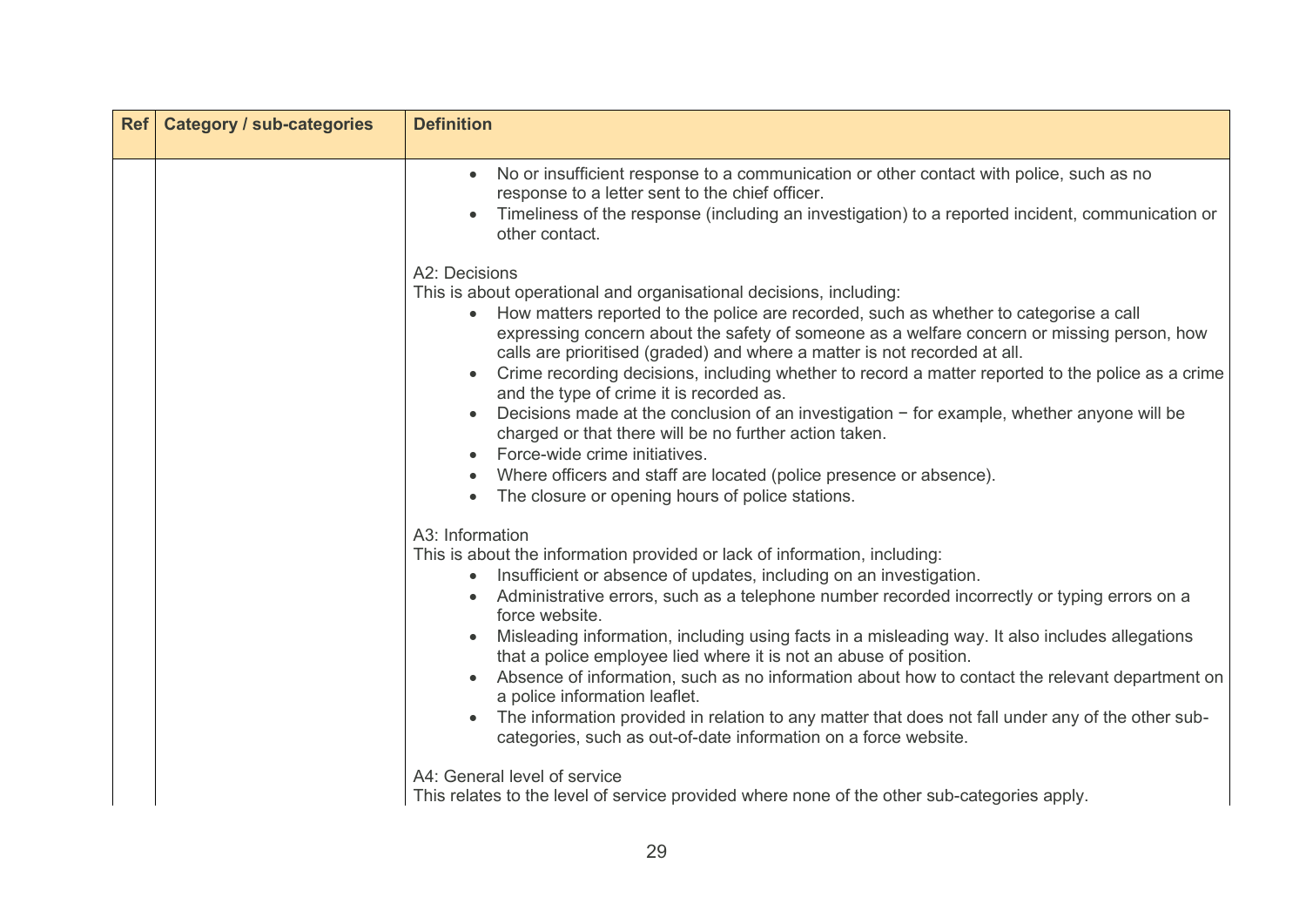| Ref | Category / sub-categories | Definition |
|---|---|---|
| | | • No or insufficient response to a communication or other contact with police, such as no response to a letter sent to the chief officer.<br>• Timeliness of the response (including an investigation) to a reported incident, communication or other contact.<br><br>A2: Decisions<br>This is about operational and organisational decisions, including:<br>• How matters reported to the police are recorded, such as whether to categorise a call expressing concern about the safety of someone as a welfare concern or missing person, how calls are prioritised (graded) and where a matter is not recorded at all.<br>• Crime recording decisions, including whether to record a matter reported to the police as a crime and the type of crime it is recorded as.<br>• Decisions made at the conclusion of an investigation − for example, whether anyone will be charged or that there will be no further action taken.<br>• Force-wide crime initiatives.<br>• Where officers and staff are located (police presence or absence).<br>• The closure or opening hours of police stations.<br><br>A3: Information<br>This is about the information provided or lack of information, including:<br>• Insufficient or absence of updates, including on an investigation.<br>• Administrative errors, such as a telephone number recorded incorrectly or typing errors on a force website.<br>• Misleading information, including using facts in a misleading way. It also includes allegations that a police employee lied where it is not an abuse of position.<br>• Absence of information, such as no information about how to contact the relevant department on a police information leaflet.<br>• The information provided in relation to any matter that does not fall under any of the other sub-categories, such as out-of-date information on a force website.<br><br>A4: General level of service<br>This relates to the level of service provided where none of the other sub-categories apply. |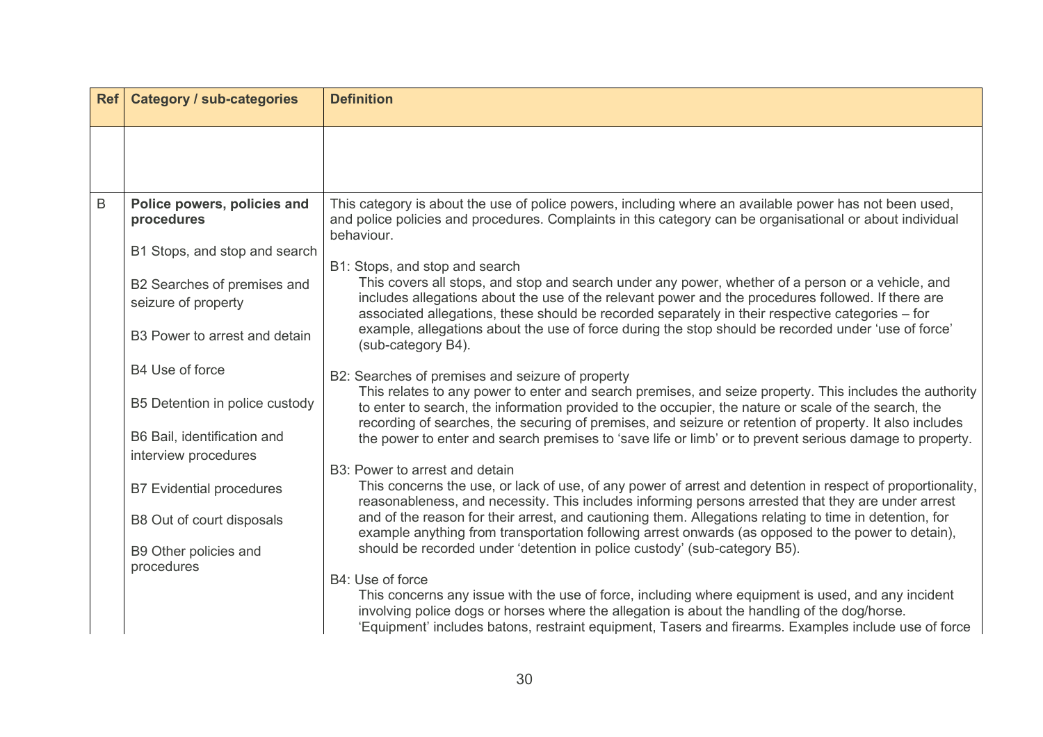| Ref | Category / sub-categories | Definition |
|---|---|---|
| | | |
| B | **Police powers, policies and procedures**<br><br>B1 Stops, and stop and search<br><br>B2 Searches of premises and seizure of property<br><br>B3 Power to arrest and detain<br><br>B4 Use of force<br><br>B5 Detention in police custody<br><br>B6 Bail, identification and interview procedures<br><br>B7 Evidential procedures<br><br>B8 Out of court disposals<br><br>B9 Other policies and procedures | This category is about the use of police powers, including where an available power has not been used, and police policies and procedures. Complaints in this category can be organisational or about individual behaviour.<br><br>B1: Stops, and stop and search<br>This covers all stops, and stop and search under any power, whether of a person or a vehicle, and includes allegations about the use of the relevant power and the procedures followed. If there are associated allegations, these should be recorded separately in their respective categories – for example, allegations about the use of force during the stop should be recorded under 'use of force' (sub-category B4).<br><br>B2: Searches of premises and seizure of property<br>This relates to any power to enter and search premises, and seize property. This includes the authority to enter to search, the information provided to the occupier, the nature or scale of the search, the recording of searches, the securing of premises, and seizure or retention of property. It also includes the power to enter and search premises to 'save life or limb' or to prevent serious damage to property.<br><br>B3: Power to arrest and detain<br>This concerns the use, or lack of use, of any power of arrest and detention in respect of proportionality, reasonableness, and necessity. This includes informing persons arrested that they are under arrest and of the reason for their arrest, and cautioning them. Allegations relating to time in detention, for example anything from transportation following arrest onwards (as opposed to the power to detain), should be recorded under 'detention in police custody' (sub-category B5).<br><br>B4: Use of force<br>This concerns any issue with the use of force, including where equipment is used, and any incident involving police dogs or horses where the allegation is about the handling of the dog/horse. 'Equipment' includes batons, restraint equipment, Tasers and firearms. Examples include use of force |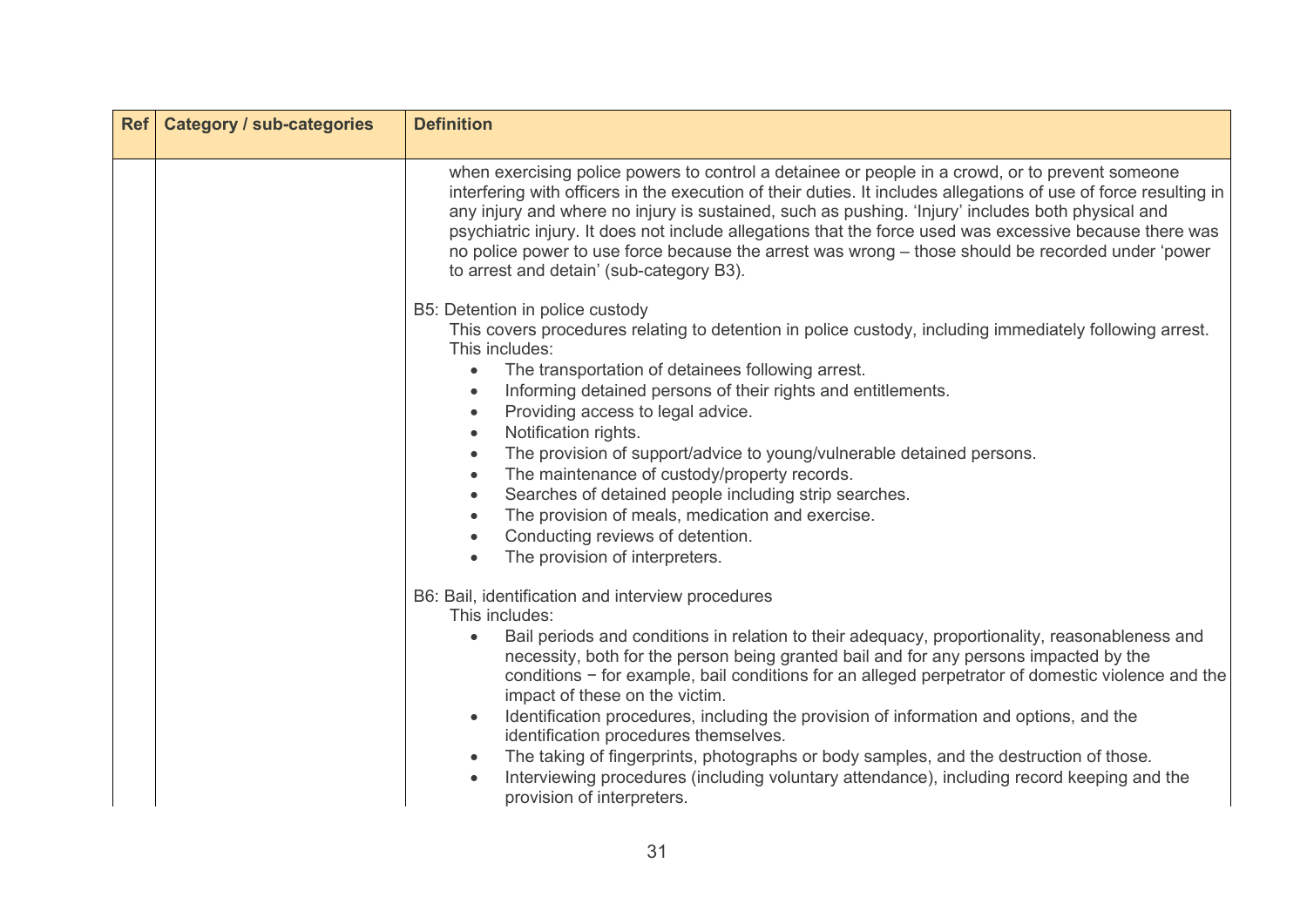| Ref | Category / sub-categories | Definition |
|---|---|---|
| | | when exercising police powers to control a detainee or people in a crowd, or to prevent someone interfering with officers in the execution of their duties. It includes allegations of use of force resulting in any injury and where no injury is sustained, such as pushing. 'Injury' includes both physical and psychiatric injury. It does not include allegations that the force used was excessive because there was no police power to use force because the arrest was wrong – those should be recorded under 'power to arrest and detain' (sub-category B3).<br><br>B5: Detention in police custody<br>This covers procedures relating to detention in police custody, including immediately following arrest. This includes:<br>• The transportation of detainees following arrest.<br>• Informing detained persons of their rights and entitlements.<br>• Providing access to legal advice.<br>• Notification rights.<br>• The provision of support/advice to young/vulnerable detained persons.<br>• The maintenance of custody/property records.<br>• Searches of detained people including strip searches.<br>• The provision of meals, medication and exercise.<br>• Conducting reviews of detention.<br>• The provision of interpreters.<br><br>B6: Bail, identification and interview procedures<br>This includes:<br>• Bail periods and conditions in relation to their adequacy, proportionality, reasonableness and necessity, both for the person being granted bail and for any persons impacted by the conditions − for example, bail conditions for an alleged perpetrator of domestic violence and the impact of these on the victim.<br>• Identification procedures, including the provision of information and options, and the identification procedures themselves.<br>• The taking of fingerprints, photographs or body samples, and the destruction of those.<br>• Interviewing procedures (including voluntary attendance), including record keeping and the provision of interpreters. |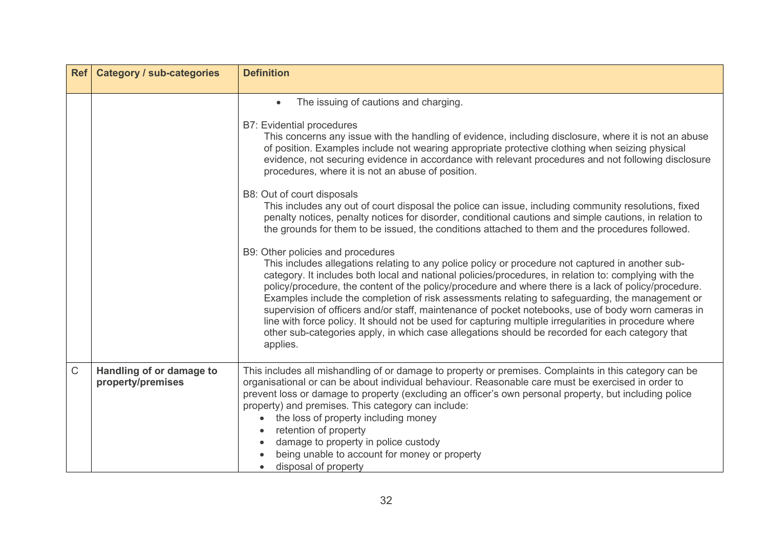| Ref | Category / sub-categories | Definition |
| --- | --- | --- |
| | | • The issuing of cautions and charging.<br><br>B7: Evidential procedures<br>This concerns any issue with the handling of evidence, including disclosure, where it is not an abuse of position. Examples include not wearing appropriate protective clothing when seizing physical evidence, not securing evidence in accordance with relevant procedures and not following disclosure procedures, where it is not an abuse of position.<br><br>B8: Out of court disposals<br>This includes any out of court disposal the police can issue, including community resolutions, fixed penalty notices, penalty notices for disorder, conditional cautions and simple cautions, in relation to the grounds for them to be issued, the conditions attached to them and the procedures followed.<br><br>B9: Other policies and procedures<br>This includes allegations relating to any police policy or procedure not captured in another sub-category. It includes both local and national policies/procedures, in relation to: complying with the policy/procedure, the content of the policy/procedure and where there is a lack of policy/procedure. Examples include the completion of risk assessments relating to safeguarding, the management or supervision of officers and/or staff, maintenance of pocket notebooks, use of body worn cameras in line with force policy. It should not be used for capturing multiple irregularities in procedure where other sub-categories apply, in which case allegations should be recorded for each category that applies. |
| C | **Handling of or damage to property/premises** | This includes all mishandling of or damage to property or premises. Complaints in this category can be organisational or can be about individual behaviour. Reasonable care must be exercised in order to prevent loss or damage to property (excluding an officer's own personal property, but including police property) and premises. This category can include:<br>• the loss of property including money<br>• retention of property<br>• damage to property in police custody<br>• being unable to account for money or property<br>• disposal of property |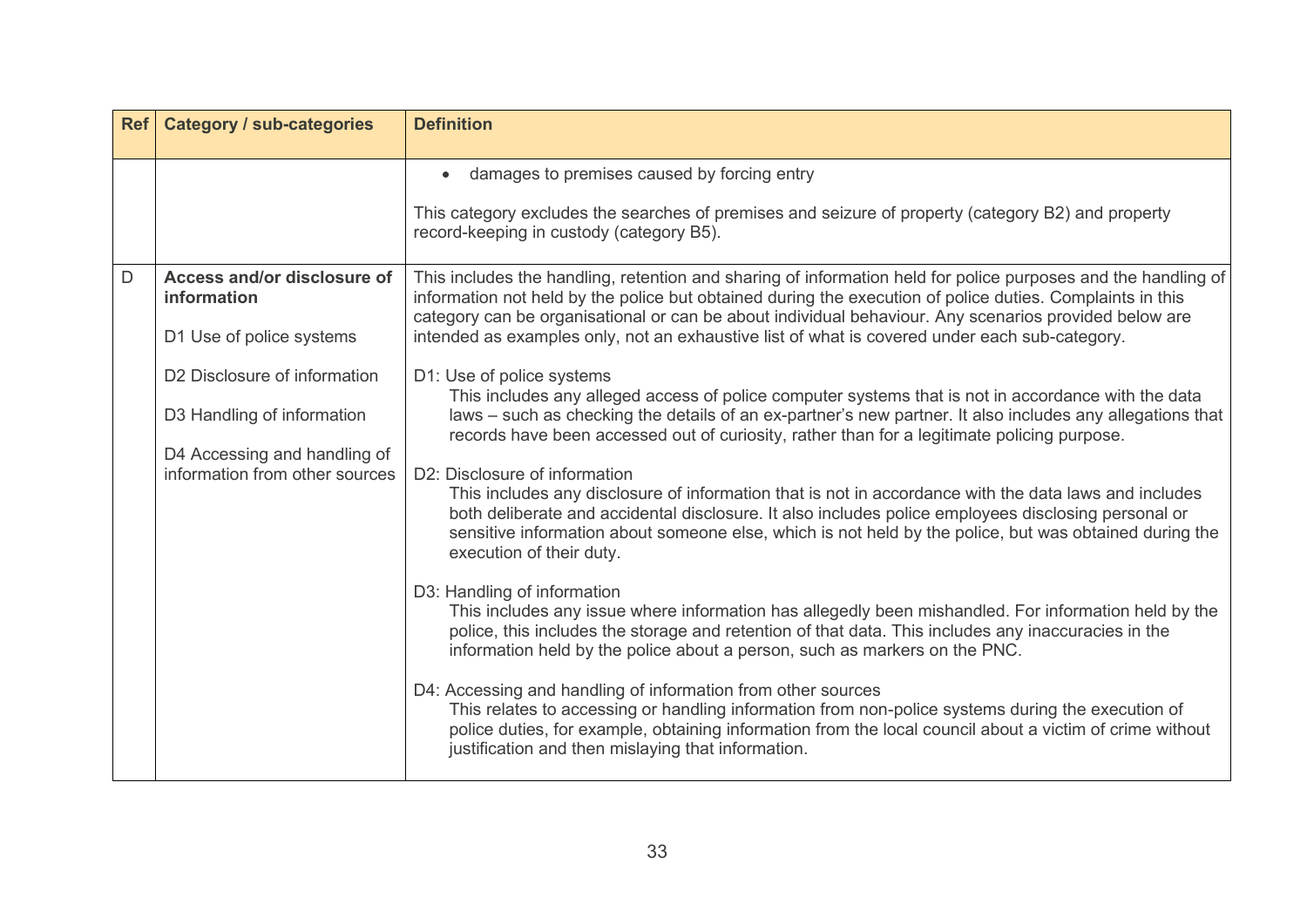| Ref | Category / sub-categories | Definition |
|---|---|---|
| | | • damages to premises caused by forcing entry<br><br>This category excludes the searches of premises and seizure of property (category B2) and property record-keeping in custody (category B5). |
| D | **Access and/or disclosure of information**<br><br>D1 Use of police systems<br><br>D2 Disclosure of information<br><br>D3 Handling of information<br><br>D4 Accessing and handling of information from other sources | This includes the handling, retention and sharing of information held for police purposes and the handling of information not held by the police but obtained during the execution of police duties. Complaints in this category can be organisational or can be about individual behaviour. Any scenarios provided below are intended as examples only, not an exhaustive list of what is covered under each sub-category.<br><br>D1: Use of police systems<br>This includes any alleged access of police computer systems that is not in accordance with the data laws – such as checking the details of an ex-partner's new partner. It also includes any allegations that records have been accessed out of curiosity, rather than for a legitimate policing purpose.<br><br>D2: Disclosure of information<br>This includes any disclosure of information that is not in accordance with the data laws and includes both deliberate and accidental disclosure. It also includes police employees disclosing personal or sensitive information about someone else, which is not held by the police, but was obtained during the execution of their duty.<br><br>D3: Handling of information<br>This includes any issue where information has allegedly been mishandled. For information held by the police, this includes the storage and retention of that data. This includes any inaccuracies in the information held by the police about a person, such as markers on the PNC.<br><br>D4: Accessing and handling of information from other sources<br>This relates to accessing or handling information from non-police systems during the execution of police duties, for example, obtaining information from the local council about a victim of crime without justification and then mislaying that information. |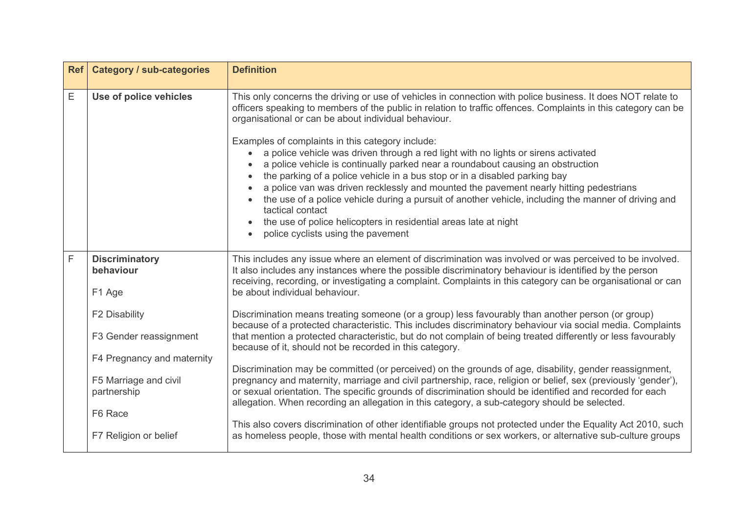| Ref | Category / sub-categories | Definition |
|---|---|---|
| E | **Use of police vehicles** | This only concerns the driving or use of vehicles in connection with police business. It does NOT relate to officers speaking to members of the public in relation to traffic offences. Complaints in this category can be organisational or can be about individual behaviour.<br><br>Examples of complaints in this category include:<br>• a police vehicle was driven through a red light with no lights or sirens activated<br>• a police vehicle is continually parked near a roundabout causing an obstruction<br>• the parking of a police vehicle in a bus stop or in a disabled parking bay<br>• a police van was driven recklessly and mounted the pavement nearly hitting pedestrians<br>• the use of a police vehicle during a pursuit of another vehicle, including the manner of driving and tactical contact<br>• the use of police helicopters in residential areas late at night<br>• police cyclists using the pavement |
| F | **Discriminatory behaviour**<br><br>F1 Age<br><br>F2 Disability<br><br>F3 Gender reassignment<br><br>F4 Pregnancy and maternity<br><br>F5 Marriage and civil partnership<br><br>F6 Race<br><br>F7 Religion or belief | This includes any issue where an element of discrimination was involved or was perceived to be involved. It also includes any instances where the possible discriminatory behaviour is identified by the person receiving, recording, or investigating a complaint. Complaints in this category can be organisational or can be about individual behaviour.<br><br>Discrimination means treating someone (or a group) less favourably than another person (or group) because of a protected characteristic. This includes discriminatory behaviour via social media. Complaints that mention a protected characteristic, but do not complain of being treated differently or less favourably because of it, should not be recorded in this category.<br><br>Discrimination may be committed (or perceived) on the grounds of age, disability, gender reassignment, pregnancy and maternity, marriage and civil partnership, race, religion or belief, sex (previously 'gender'), or sexual orientation. The specific grounds of discrimination should be identified and recorded for each allegation. When recording an allegation in this category, a sub-category should be selected.<br><br>This also covers discrimination of other identifiable groups not protected under the Equality Act 2010, such as homeless people, those with mental health conditions or sex workers, or alternative sub-culture groups |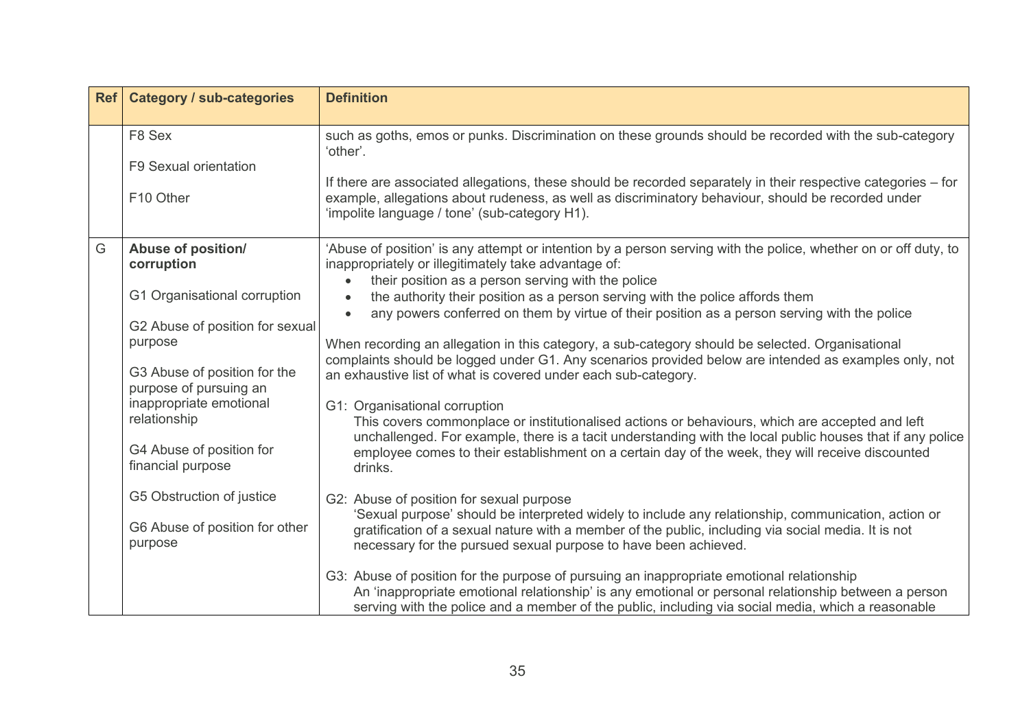| Ref | Category / sub-categories | Definition |
|---|---|---|
| | F8 Sex<br><br>F9 Sexual orientation<br><br>F10 Other | such as goths, emos or punks. Discrimination on these grounds should be recorded with the sub-category 'other'.<br><br>If there are associated allegations, these should be recorded separately in their respective categories – for example, allegations about rudeness, as well as discriminatory behaviour, should be recorded under 'impolite language / tone' (sub-category H1). |
| G | **Abuse of position/ corruption**<br><br>G1 Organisational corruption<br><br>G2 Abuse of position for sexual purpose<br><br>G3 Abuse of position for the purpose of pursuing an inappropriate emotional relationship<br><br>G4 Abuse of position for financial purpose<br><br>G5 Obstruction of justice<br><br>G6 Abuse of position for other purpose | 'Abuse of position' is any attempt or intention by a person serving with the police, whether on or off duty, to inappropriately or illegitimately take advantage of:<br>• their position as a person serving with the police<br>• the authority their position as a person serving with the police affords them<br>• any powers conferred on them by virtue of their position as a person serving with the police<br><br>When recording an allegation in this category, a sub-category should be selected. Organisational complaints should be logged under G1. Any scenarios provided below are intended as examples only, not an exhaustive list of what is covered under each sub-category.<br><br>G1: Organisational corruption<br>This covers commonplace or institutionalised actions or behaviours, which are accepted and left unchallenged. For example, there is a tacit understanding with the local public houses that if any police employee comes to their establishment on a certain day of the week, they will receive discounted drinks.<br><br>G2: Abuse of position for sexual purpose<br>'Sexual purpose' should be interpreted widely to include any relationship, communication, action or gratification of a sexual nature with a member of the public, including via social media. It is not necessary for the pursued sexual purpose to have been achieved.<br><br>G3: Abuse of position for the purpose of pursuing an inappropriate emotional relationship<br>An 'inappropriate emotional relationship' is any emotional or personal relationship between a person serving with the police and a member of the public, including via social media, which a reasonable |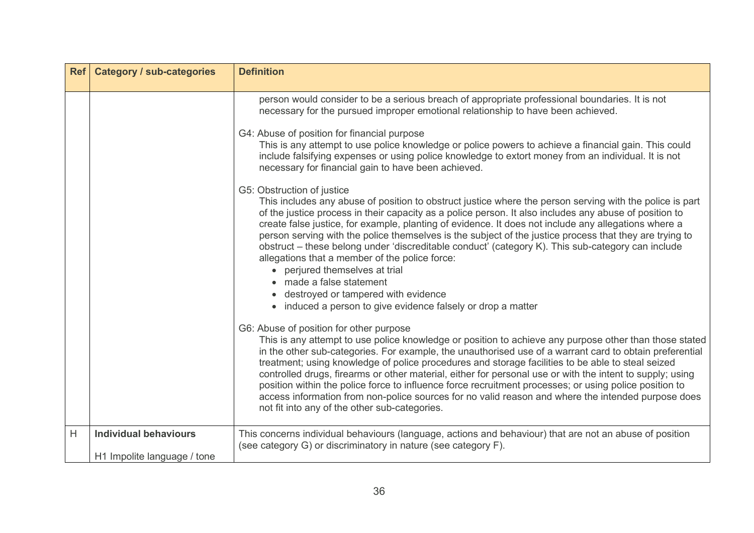| Ref | Category / sub-categories | Definition |
|---|---|---|
| | | person would consider to be a serious breach of appropriate professional boundaries. It is not necessary for the pursued improper emotional relationship to have been achieved.<br><br>G4: Abuse of position for financial purpose<br>This is any attempt to use police knowledge or police powers to achieve a financial gain. This could include falsifying expenses or using police knowledge to extort money from an individual. It is not necessary for financial gain to have been achieved.<br><br>G5: Obstruction of justice<br>This includes any abuse of position to obstruct justice where the person serving with the police is part of the justice process in their capacity as a police person. It also includes any abuse of the position to create false justice, for example, planting of evidence. It does not include any allegations where a person serving with the police themselves is the subject of the justice process that they are trying to obstruct – these belong under 'discreditable conduct' (category K). This sub-category can include allegations that a member of the police force:<br>• perjured themselves at trial<br>• made a false statement<br>• destroyed or tampered with evidence<br>• induced a person to give evidence falsely or drop a matter<br><br>G6: Abuse of position for other purpose<br>This is any attempt to use police knowledge or position to achieve any purpose other than those stated in the other sub-categories. For example, the unauthorised use of a warrant card to obtain preferential treatment; using knowledge of police procedures and storage facilities to be able to steal seized controlled drugs, firearms or other material, either for personal use or with the intent to supply; using position within the police force to influence force recruitment processes; or using police position to access information from non-police sources for no valid reason and where the intended purpose does not fit into any of the other sub-categories. |
| H | **Individual behaviours**<br><br>H1 Impolite language / tone | This concerns individual behaviours (language, actions and behaviour) that are not an abuse of position (see category G) or discriminatory in nature (see category F). |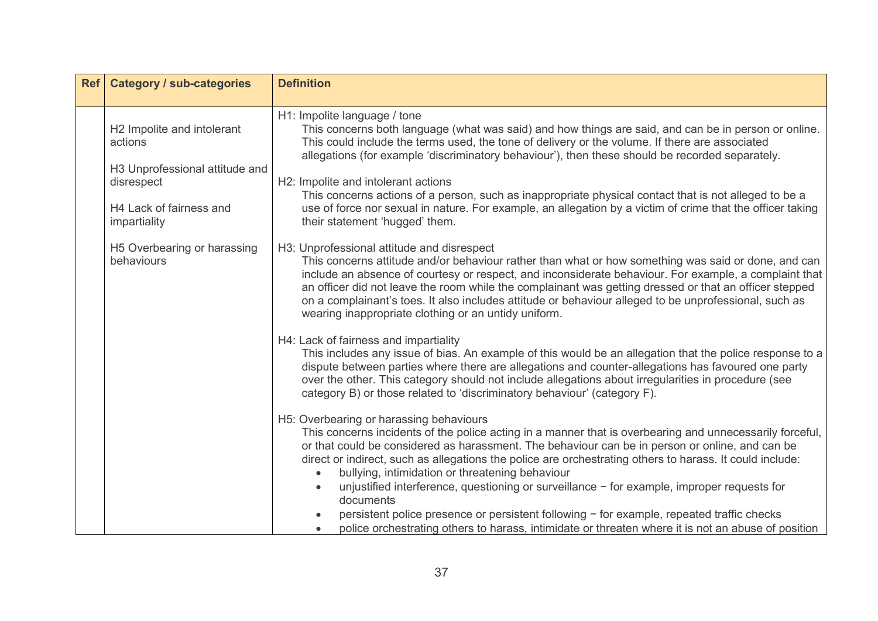| Ref | Category / sub-categories | Definition |
|---|---|---|
| | H2 Impolite and intolerant actions<br><br>H3 Unprofessional attitude and disrespect<br><br>H4 Lack of fairness and impartiality<br><br>H5 Overbearing or harassing behaviours | H1: Impolite language / tone<br>This concerns both language (what was said) and how things are said, and can be in person or online. This could include the terms used, the tone of delivery or the volume. If there are associated allegations (for example 'discriminatory behaviour'), then these should be recorded separately.<br><br>H2: Impolite and intolerant actions<br>This concerns actions of a person, such as inappropriate physical contact that is not alleged to be a use of force nor sexual in nature. For example, an allegation by a victim of crime that the officer taking their statement 'hugged' them.<br><br>H3: Unprofessional attitude and disrespect<br>This concerns attitude and/or behaviour rather than what or how something was said or done, and can include an absence of courtesy or respect, and inconsiderate behaviour. For example, a complaint that an officer did not leave the room while the complainant was getting dressed or that an officer stepped on a complainant's toes. It also includes attitude or behaviour alleged to be unprofessional, such as wearing inappropriate clothing or an untidy uniform.<br><br>H4: Lack of fairness and impartiality<br>This includes any issue of bias. An example of this would be an allegation that the police response to a dispute between parties where there are allegations and counter-allegations has favoured one party over the other. This category should not include allegations about irregularities in procedure (see category B) or those related to 'discriminatory behaviour' (category F).<br><br>H5: Overbearing or harassing behaviours<br>This concerns incidents of the police acting in a manner that is overbearing and unnecessarily forceful, or that could be considered as harassment. The behaviour can be in person or online, and can be direct or indirect, such as allegations the police are orchestrating others to harass. It could include:<br>• bullying, intimidation or threatening behaviour<br>• unjustified interference, questioning or surveillance − for example, improper requests for documents<br>• persistent police presence or persistent following − for example, repeated traffic checks<br>• police orchestrating others to harass, intimidate or threaten where it is not an abuse of position |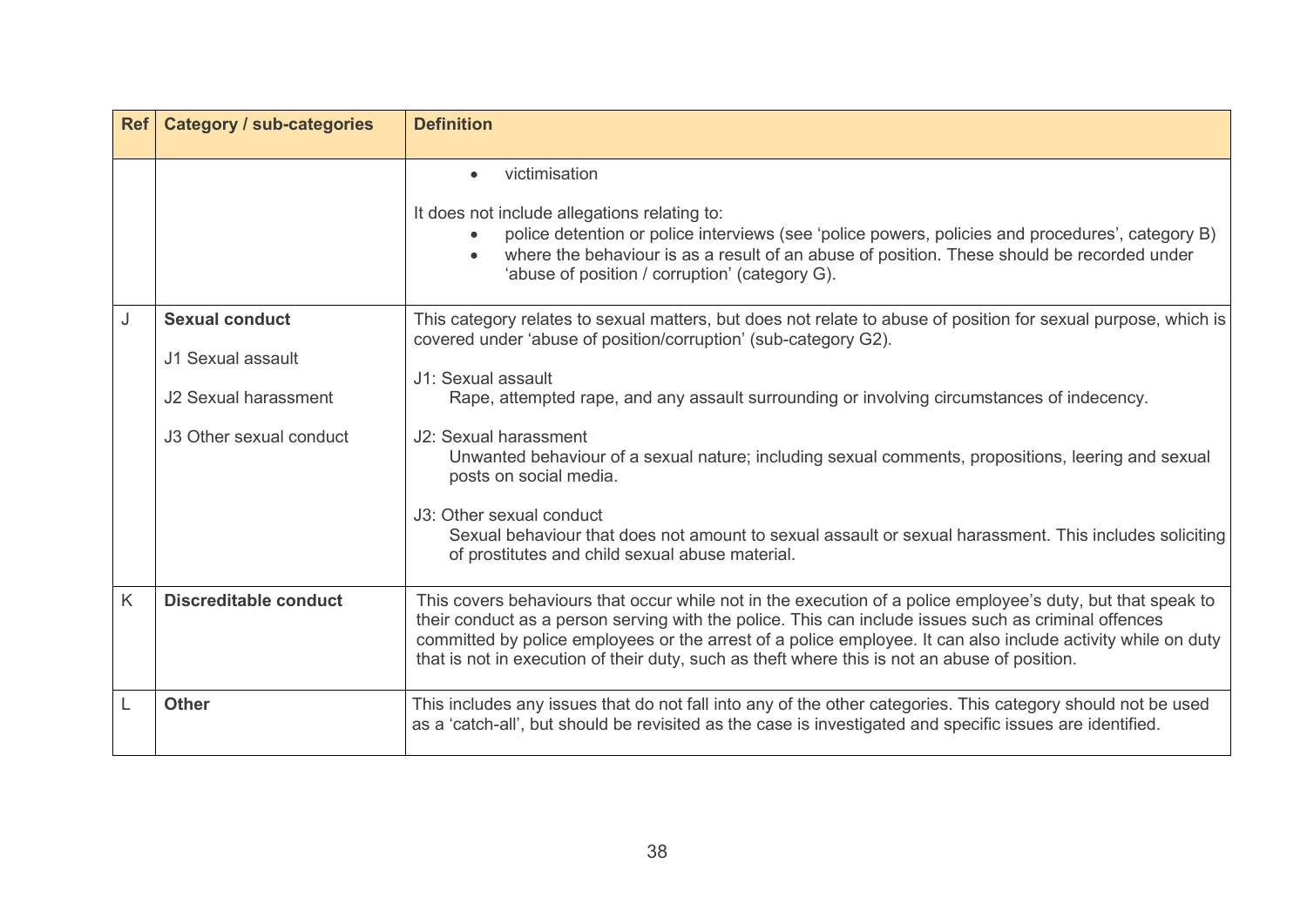| Ref | Category / sub-categories | Definition |
|---|---|---|
| | | • victimisation<br><br>It does not include allegations relating to:<br>• police detention or police interviews (see 'police powers, policies and procedures', category B)<br>• where the behaviour is as a result of an abuse of position. These should be recorded under 'abuse of position / corruption' (category G). |
| J | **Sexual conduct**<br><br>J1 Sexual assault<br><br>J2 Sexual harassment<br><br>J3 Other sexual conduct | This category relates to sexual matters, but does not relate to abuse of position for sexual purpose, which is covered under 'abuse of position/corruption' (sub-category G2).<br><br>J1: Sexual assault<br>Rape, attempted rape, and any assault surrounding or involving circumstances of indecency.<br><br>J2: Sexual harassment<br>Unwanted behaviour of a sexual nature; including sexual comments, propositions, leering and sexual posts on social media.<br><br>J3: Other sexual conduct<br>Sexual behaviour that does not amount to sexual assault or sexual harassment. This includes soliciting of prostitutes and child sexual abuse material. |
| K | **Discreditable conduct** | This covers behaviours that occur while not in the execution of a police employee's duty, but that speak to their conduct as a person serving with the police. This can include issues such as criminal offences committed by police employees or the arrest of a police employee. It can also include activity while on duty that is not in execution of their duty, such as theft where this is not an abuse of position. |
| L | **Other** | This includes any issues that do not fall into any of the other categories. This category should not be used as a 'catch-all', but should be revisited as the case is investigated and specific issues are identified. |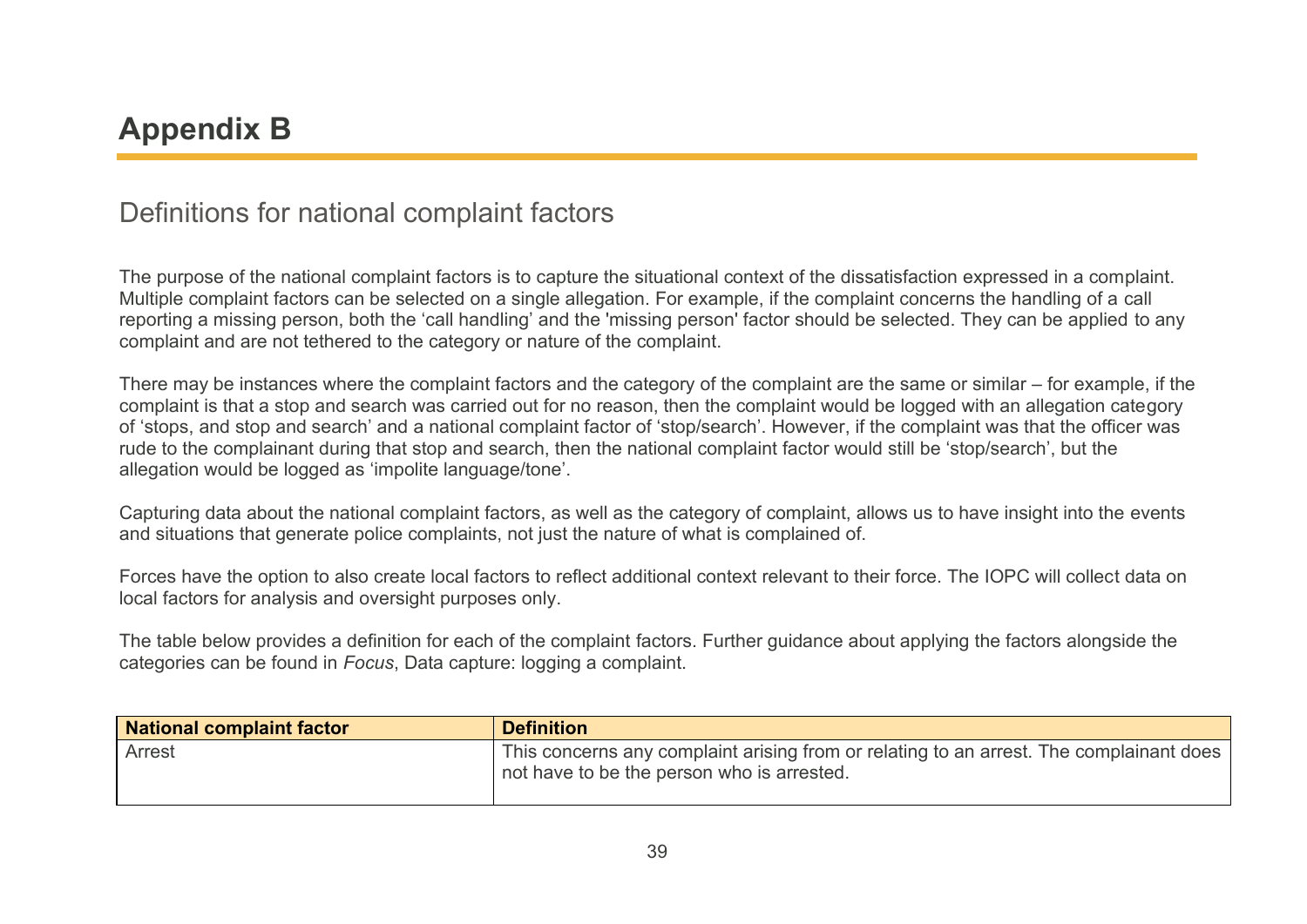# Appendix B

## Definitions for national complaint factors

The purpose of the national complaint factors is to capture the situational context of the dissatisfaction expressed in a complaint. Multiple complaint factors can be selected on a single allegation. For example, if the complaint concerns the handling of a call reporting a missing person, both the 'call handling' and the 'missing person' factor should be selected. They can be applied to any complaint and are not tethered to the category or nature of the complaint.

There may be instances where the complaint factors and the category of the complaint are the same or similar – for example, if the complaint is that a stop and search was carried out for no reason, then the complaint would be logged with an allegation category of 'stops, and stop and search' and a national complaint factor of 'stop/search'. However, if the complaint was that the officer was rude to the complainant during that stop and search, then the national complaint factor would still be 'stop/search', but the allegation would be logged as 'impolite language/tone'.

Capturing data about the national complaint factors, as well as the category of complaint, allows us to have insight into the events and situations that generate police complaints, not just the nature of what is complained of.

Forces have the option to also create local factors to reflect additional context relevant to their force. The IOPC will collect data on local factors for analysis and oversight purposes only.

The table below provides a definition for each of the complaint factors. Further guidance about applying the factors alongside the categories can be found in *Focus*, Data capture: logging a complaint.

| National complaint factor | Definition |
| --- | --- |
| Arrest | This concerns any complaint arising from or relating to an arrest. The complainant does not have to be the person who is arrested. |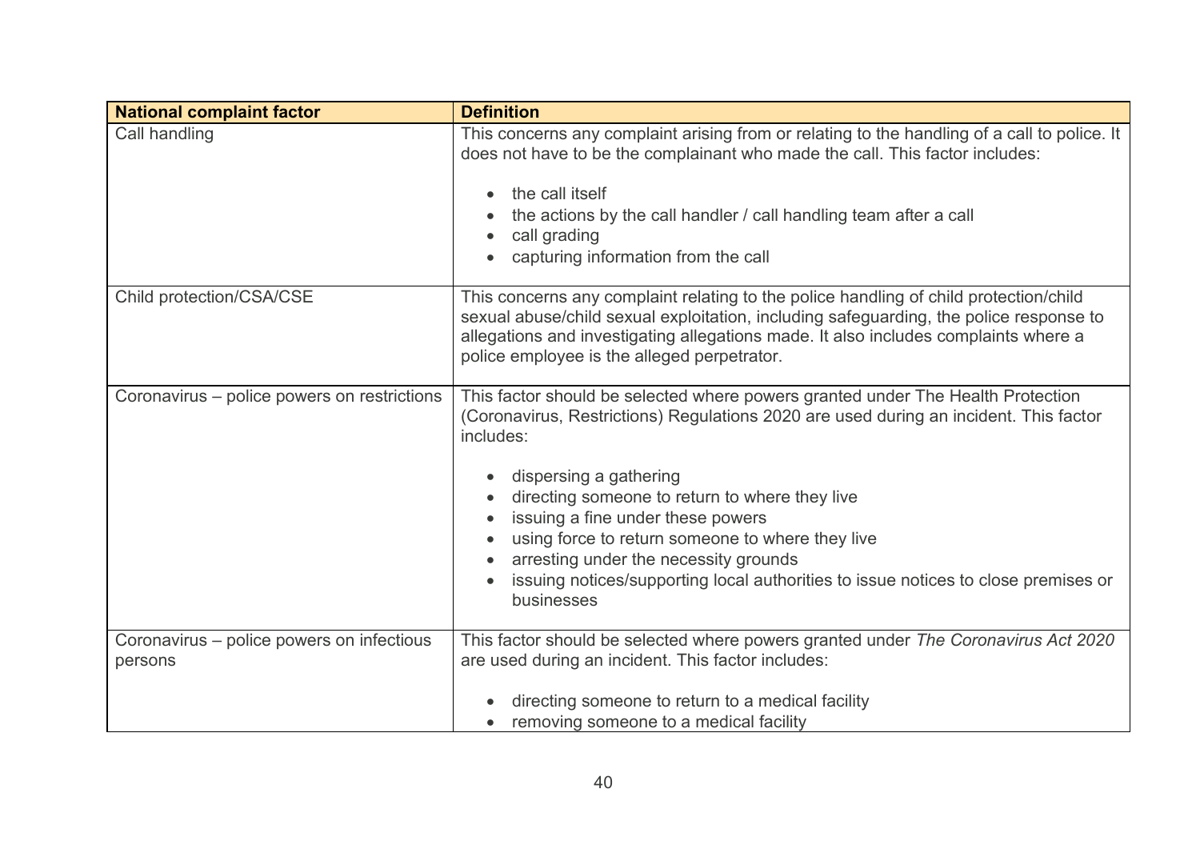| National complaint factor | Definition |
|---|---|
| Call handling | This concerns any complaint arising from or relating to the handling of a call to police. It does not have to be the complainant who made the call. This factor includes:<br><br>• the call itself<br>• the actions by the call handler / call handling team after a call<br>• call grading<br>• capturing information from the call |
| Child protection/CSA/CSE | This concerns any complaint relating to the police handling of child protection/child sexual abuse/child sexual exploitation, including safeguarding, the police response to allegations and investigating allegations made. It also includes complaints where a police employee is the alleged perpetrator. |
| Coronavirus – police powers on restrictions | This factor should be selected where powers granted under The Health Protection (Coronavirus, Restrictions) Regulations 2020 are used during an incident. This factor includes:<br><br>• dispersing a gathering<br>• directing someone to return to where they live<br>• issuing a fine under these powers<br>• using force to return someone to where they live<br>• arresting under the necessity grounds<br>• issuing notices/supporting local authorities to issue notices to close premises or businesses |
| Coronavirus – police powers on infectious persons | This factor should be selected where powers granted under *The Coronavirus Act 2020* are used during an incident. This factor includes:<br><br>• directing someone to return to a medical facility<br>• removing someone to a medical facility |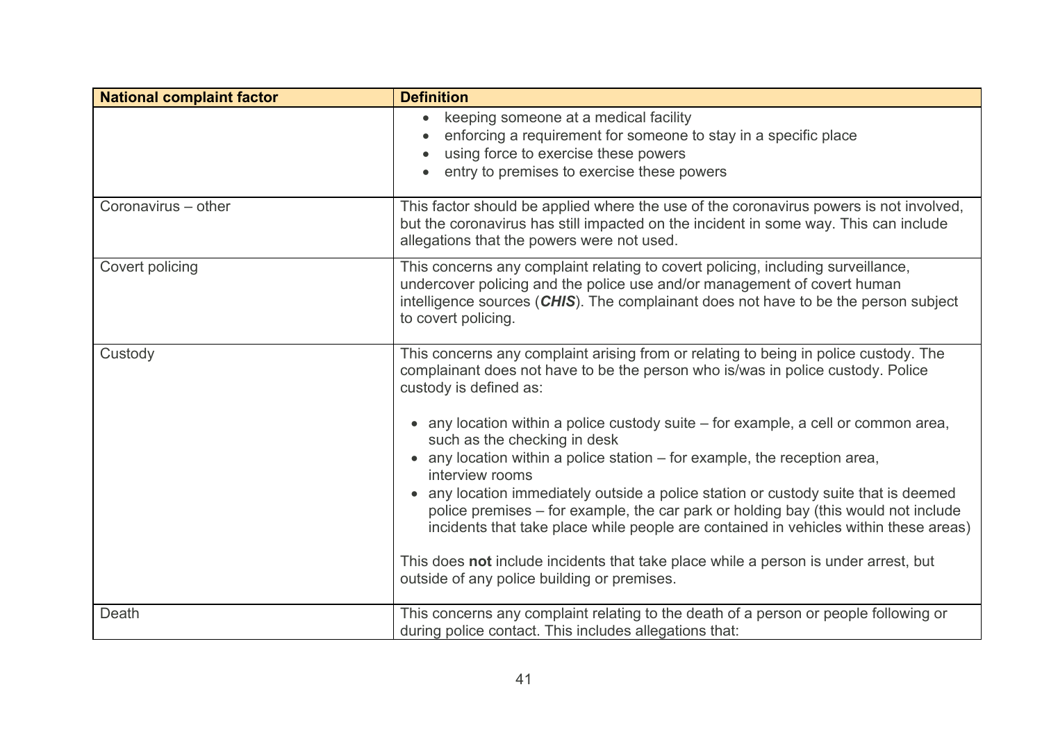| National complaint factor | Definition |
|---|---|
| | • keeping someone at a medical facility<br>• enforcing a requirement for someone to stay in a specific place<br>• using force to exercise these powers<br>• entry to premises to exercise these powers |
| Coronavirus – other | This factor should be applied where the use of the coronavirus powers is not involved, but the coronavirus has still impacted on the incident in some way. This can include allegations that the powers were not used. |
| Covert policing | This concerns any complaint relating to covert policing, including surveillance, undercover policing and the police use and/or management of covert human intelligence sources (***CHIS***). The complainant does not have to be the person subject to covert policing. |
| Custody | This concerns any complaint arising from or relating to being in police custody. The complainant does not have to be the person who is/was in police custody. Police custody is defined as:<br><br>• any location within a police custody suite – for example, a cell or common area, such as the checking in desk<br>• any location within a police station – for example, the reception area, interview rooms<br>• any location immediately outside a police station or custody suite that is deemed police premises – for example, the car park or holding bay (this would not include incidents that take place while people are contained in vehicles within these areas)<br><br>This does **not** include incidents that take place while a person is under arrest, but outside of any police building or premises. |
| Death | This concerns any complaint relating to the death of a person or people following or during police contact. This includes allegations that: |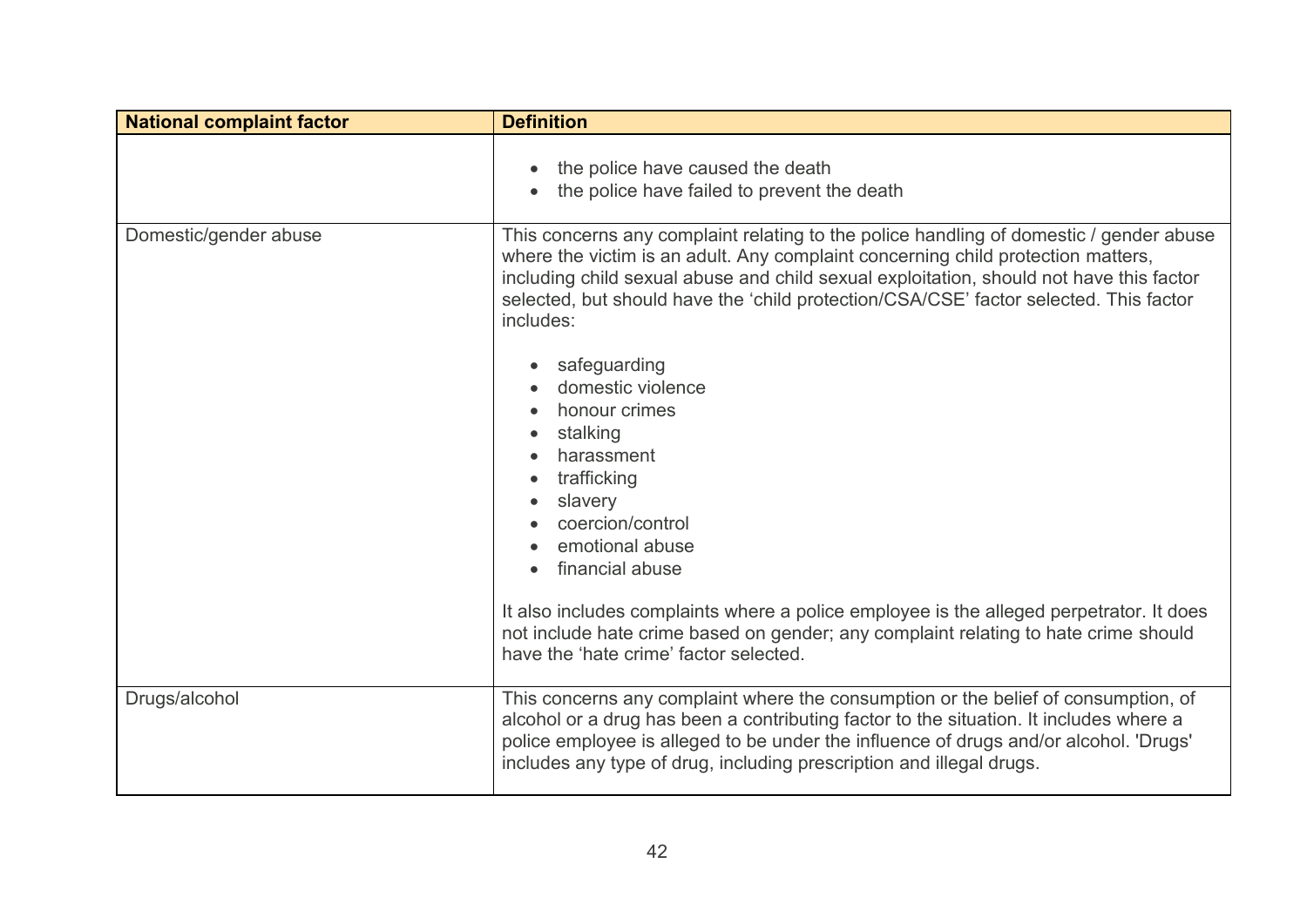| National complaint factor | Definition |
| --- | --- |
| | • the police have caused the death<br>• the police have failed to prevent the death |
| Domestic/gender abuse | This concerns any complaint relating to the police handling of domestic / gender abuse where the victim is an adult. Any complaint concerning child protection matters, including child sexual abuse and child sexual exploitation, should not have this factor selected, but should have the 'child protection/CSA/CSE' factor selected. This factor includes:<br><br>• safeguarding<br>• domestic violence<br>• honour crimes<br>• stalking<br>• harassment<br>• trafficking<br>• slavery<br>• coercion/control<br>• emotional abuse<br>• financial abuse<br><br>It also includes complaints where a police employee is the alleged perpetrator. It does not include hate crime based on gender; any complaint relating to hate crime should have the 'hate crime' factor selected. |
| Drugs/alcohol | This concerns any complaint where the consumption or the belief of consumption, of alcohol or a drug has been a contributing factor to the situation. It includes where a police employee is alleged to be under the influence of drugs and/or alcohol. 'Drugs' includes any type of drug, including prescription and illegal drugs. |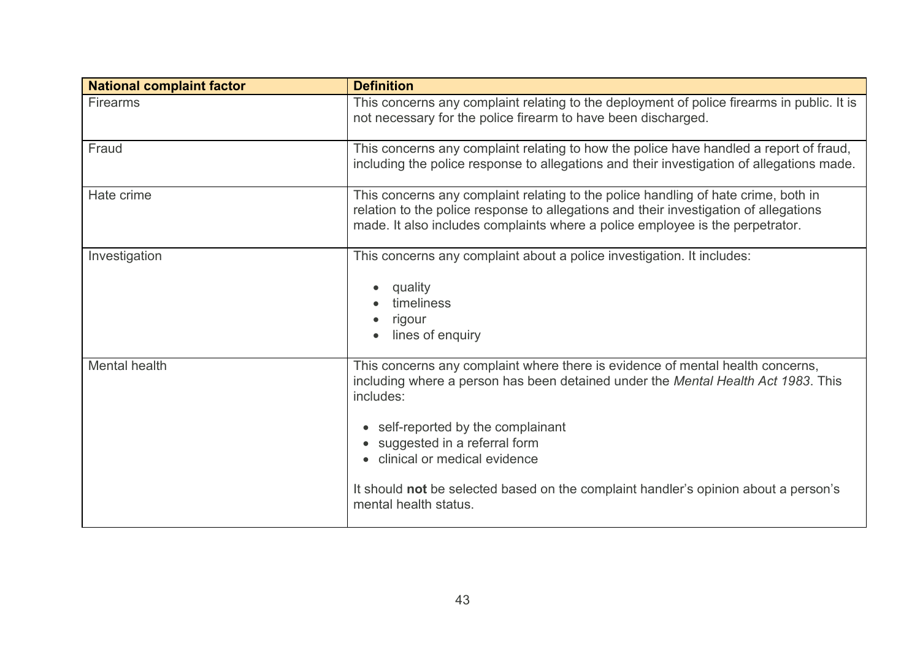| National complaint factor | Definition |
| --- | --- |
| Firearms | This concerns any complaint relating to the deployment of police firearms in public. It is not necessary for the police firearm to have been discharged. |
| Fraud | This concerns any complaint relating to how the police have handled a report of fraud, including the police response to allegations and their investigation of allegations made. |
| Hate crime | This concerns any complaint relating to the police handling of hate crime, both in relation to the police response to allegations and their investigation of allegations made. It also includes complaints where a police employee is the perpetrator. |
| Investigation | This concerns any complaint about a police investigation. It includes:<br><br>• quality<br>• timeliness<br>• rigour<br>• lines of enquiry |
| Mental health | This concerns any complaint where there is evidence of mental health concerns, including where a person has been detained under the *Mental Health Act 1983*. This includes:<br><br>• self-reported by the complainant<br>• suggested in a referral form<br>• clinical or medical evidence<br><br>It should **not** be selected based on the complaint handler's opinion about a person's mental health status. |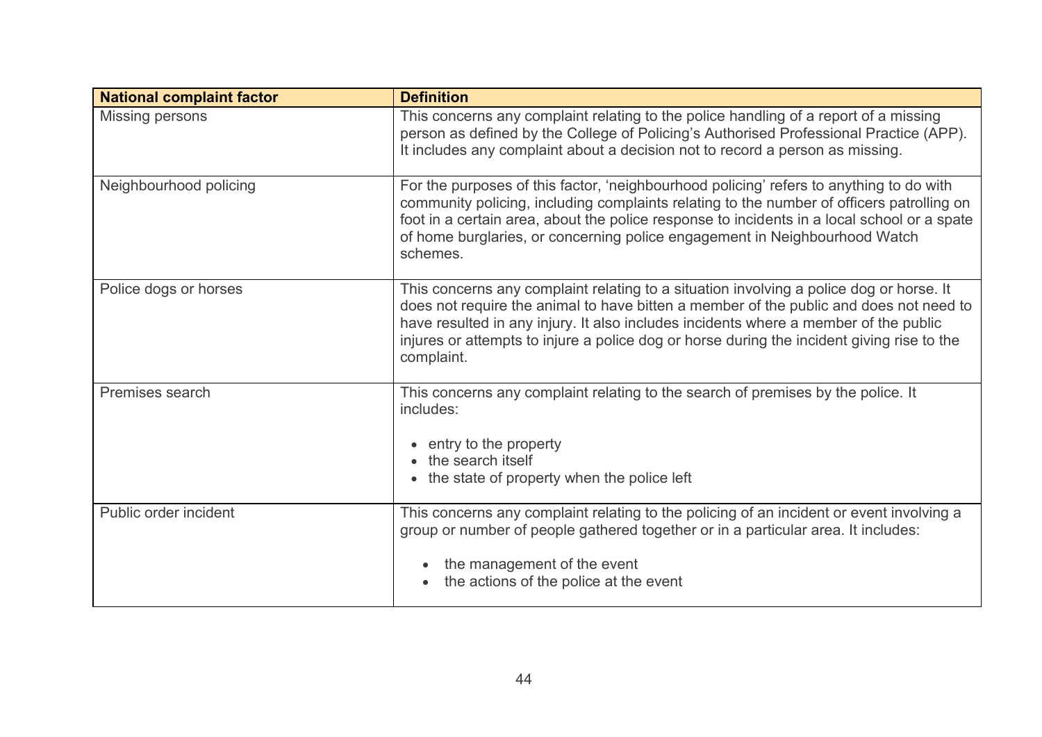| National complaint factor | Definition |
|---|---|
| Missing persons | This concerns any complaint relating to the police handling of a report of a missing person as defined by the College of Policing's Authorised Professional Practice (APP). It includes any complaint about a decision not to record a person as missing. |
| Neighbourhood policing | For the purposes of this factor, 'neighbourhood policing' refers to anything to do with community policing, including complaints relating to the number of officers patrolling on foot in a certain area, about the police response to incidents in a local school or a spate of home burglaries, or concerning police engagement in Neighbourhood Watch schemes. |
| Police dogs or horses | This concerns any complaint relating to a situation involving a police dog or horse. It does not require the animal to have bitten a member of the public and does not need to have resulted in any injury. It also includes incidents where a member of the public injures or attempts to injure a police dog or horse during the incident giving rise to the complaint. |
| Premises search | This concerns any complaint relating to the search of premises by the police. It includes:<br><br>• entry to the property<br>• the search itself<br>• the state of property when the police left |
| Public order incident | This concerns any complaint relating to the policing of an incident or event involving a group or number of people gathered together or in a particular area. It includes:<br><br>• the management of the event<br>• the actions of the police at the event |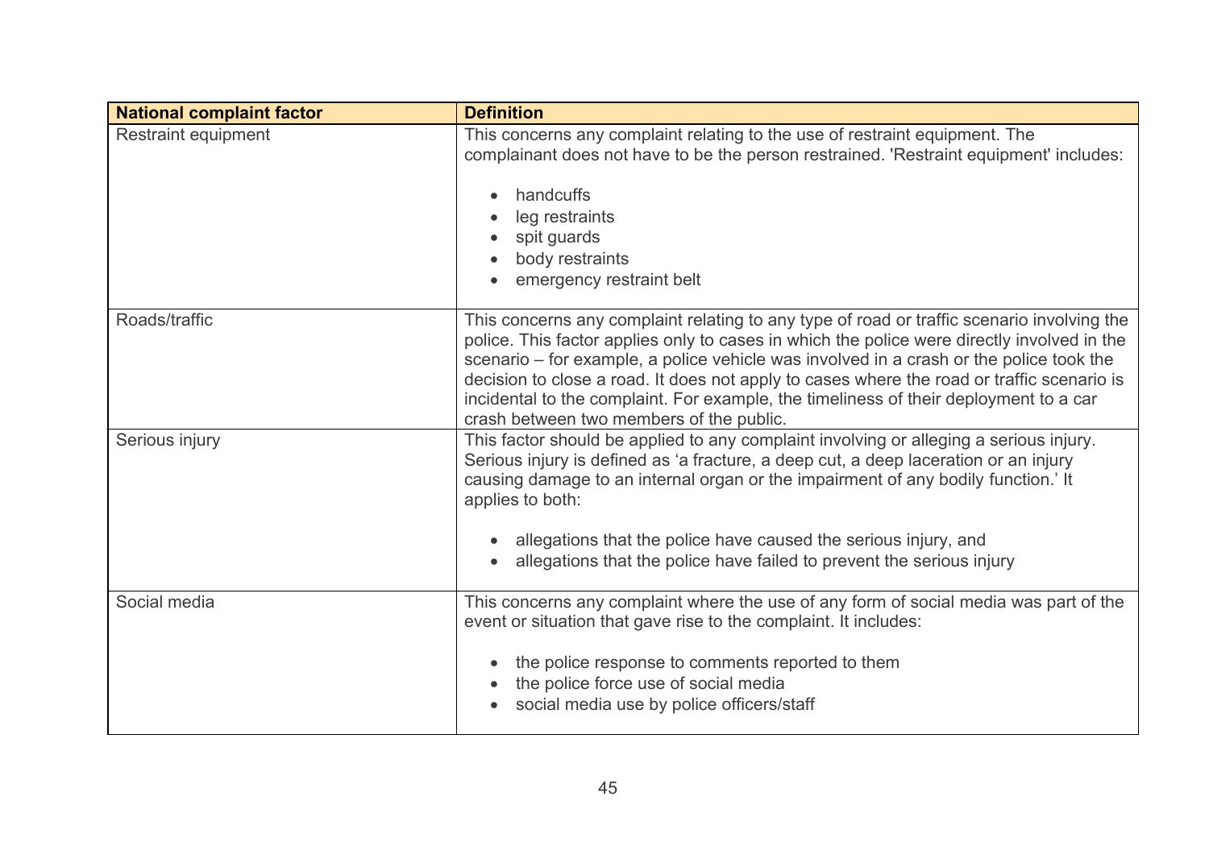| National complaint factor | Definition |
|---|---|
| Restraint equipment | This concerns any complaint relating to the use of restraint equipment. The complainant does not have to be the person restrained. 'Restraint equipment' includes: <br><br> • handcuffs <br> • leg restraints <br> • spit guards <br> • body restraints <br> • emergency restraint belt |
| Roads/traffic | This concerns any complaint relating to any type of road or traffic scenario involving the police. This factor applies only to cases in which the police were directly involved in the scenario – for example, a police vehicle was involved in a crash or the police took the decision to close a road. It does not apply to cases where the road or traffic scenario is incidental to the complaint. For example, the timeliness of their deployment to a car crash between two members of the public. |
| Serious injury | This factor should be applied to any complaint involving or alleging a serious injury. Serious injury is defined as 'a fracture, a deep cut, a deep laceration or an injury causing damage to an internal organ or the impairment of any bodily function.' It applies to both: <br><br> • allegations that the police have caused the serious injury, and <br> • allegations that the police have failed to prevent the serious injury |
| Social media | This concerns any complaint where the use of any form of social media was part of the event or situation that gave rise to the complaint. It includes: <br><br> • the police response to comments reported to them <br> • the police force use of social media <br> • social media use by police officers/staff |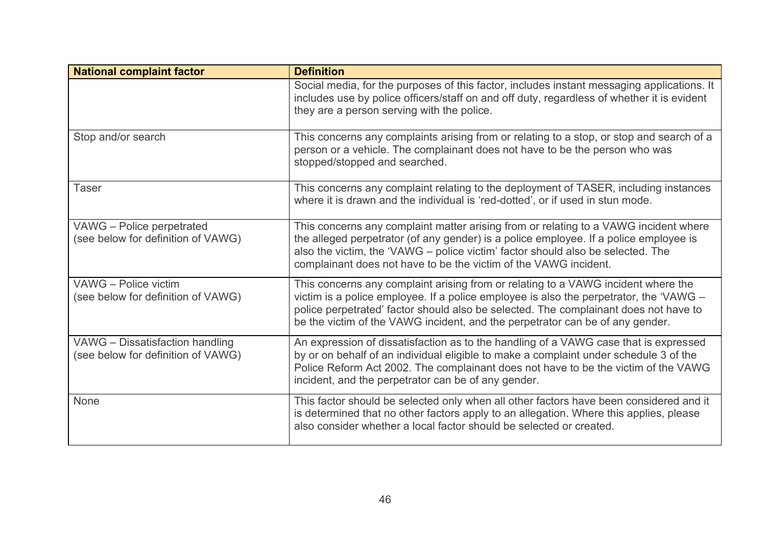| National complaint factor | Definition |
| --- | --- |
| | Social media, for the purposes of this factor, includes instant messaging applications. It includes use by police officers/staff on and off duty, regardless of whether it is evident they are a person serving with the police. |
| Stop and/or search | This concerns any complaints arising from or relating to a stop, or stop and search of a person or a vehicle. The complainant does not have to be the person who was stopped/stopped and searched. |
| Taser | This concerns any complaint relating to the deployment of TASER, including instances where it is drawn and the individual is 'red-dotted', or if used in stun mode. |
| VAWG – Police perpetrated (see below for definition of VAWG) | This concerns any complaint matter arising from or relating to a VAWG incident where the alleged perpetrator (of any gender) is a police employee. If a police employee is also the victim, the 'VAWG – police victim' factor should also be selected. The complainant does not have to be the victim of the VAWG incident. |
| VAWG – Police victim (see below for definition of VAWG) | This concerns any complaint arising from or relating to a VAWG incident where the victim is a police employee. If a police employee is also the perpetrator, the 'VAWG – police perpetrated' factor should also be selected. The complainant does not have to be the victim of the VAWG incident, and the perpetrator can be of any gender. |
| VAWG – Dissatisfaction handling (see below for definition of VAWG) | An expression of dissatisfaction as to the handling of a VAWG case that is expressed by or on behalf of an individual eligible to make a complaint under schedule 3 of the Police Reform Act 2002. The complainant does not have to be the victim of the VAWG incident, and the perpetrator can be of any gender. |
| None | This factor should be selected only when all other factors have been considered and it is determined that no other factors apply to an allegation. Where this applies, please also consider whether a local factor should be selected or created. |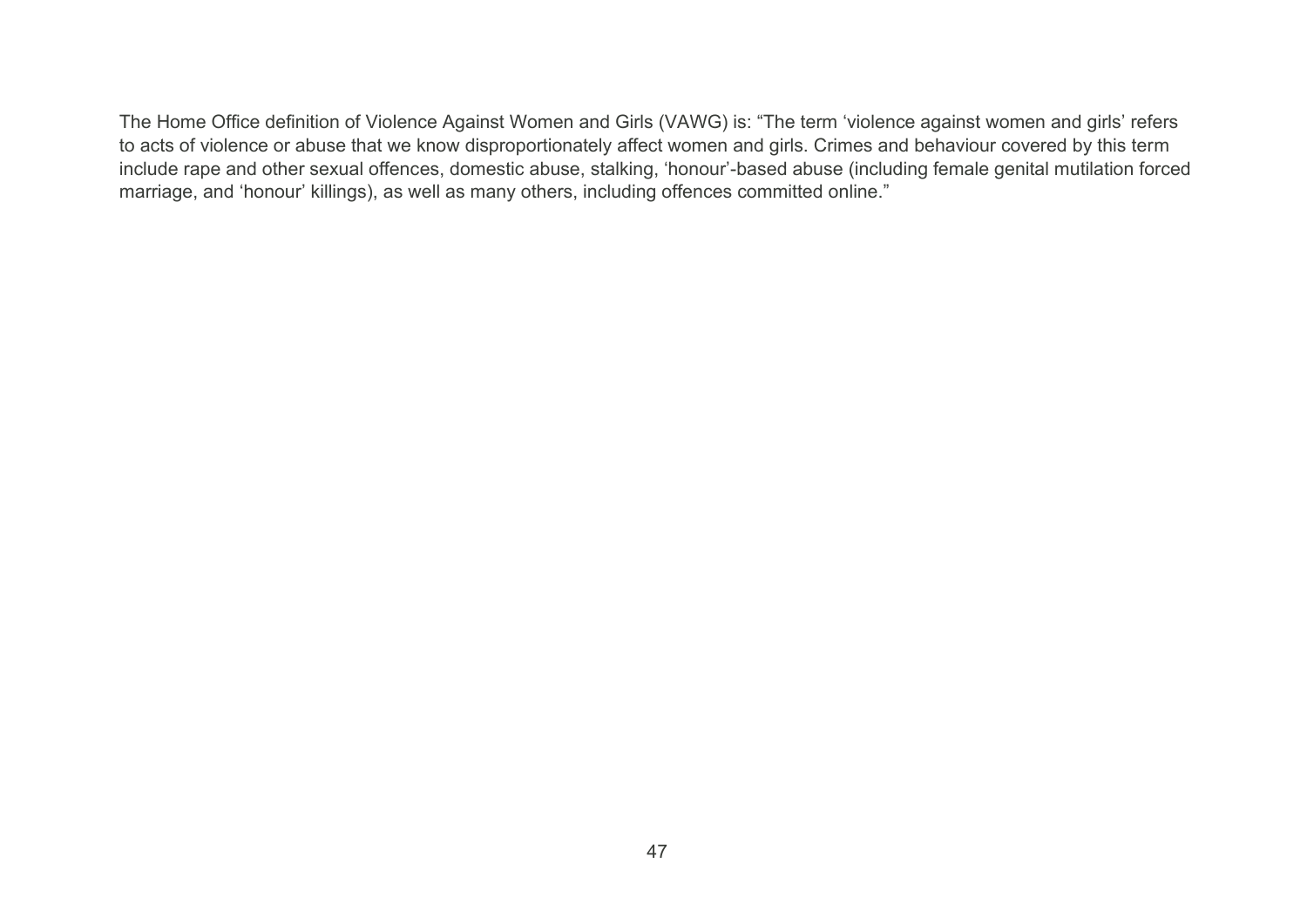The Home Office definition of Violence Against Women and Girls (VAWG) is: "The term 'violence against women and girls' refers to acts of violence or abuse that we know disproportionately affect women and girls. Crimes and behaviour covered by this term include rape and other sexual offences, domestic abuse, stalking, 'honour'-based abuse (including female genital mutilation forced marriage, and 'honour' killings), as well as many others, including offences committed online."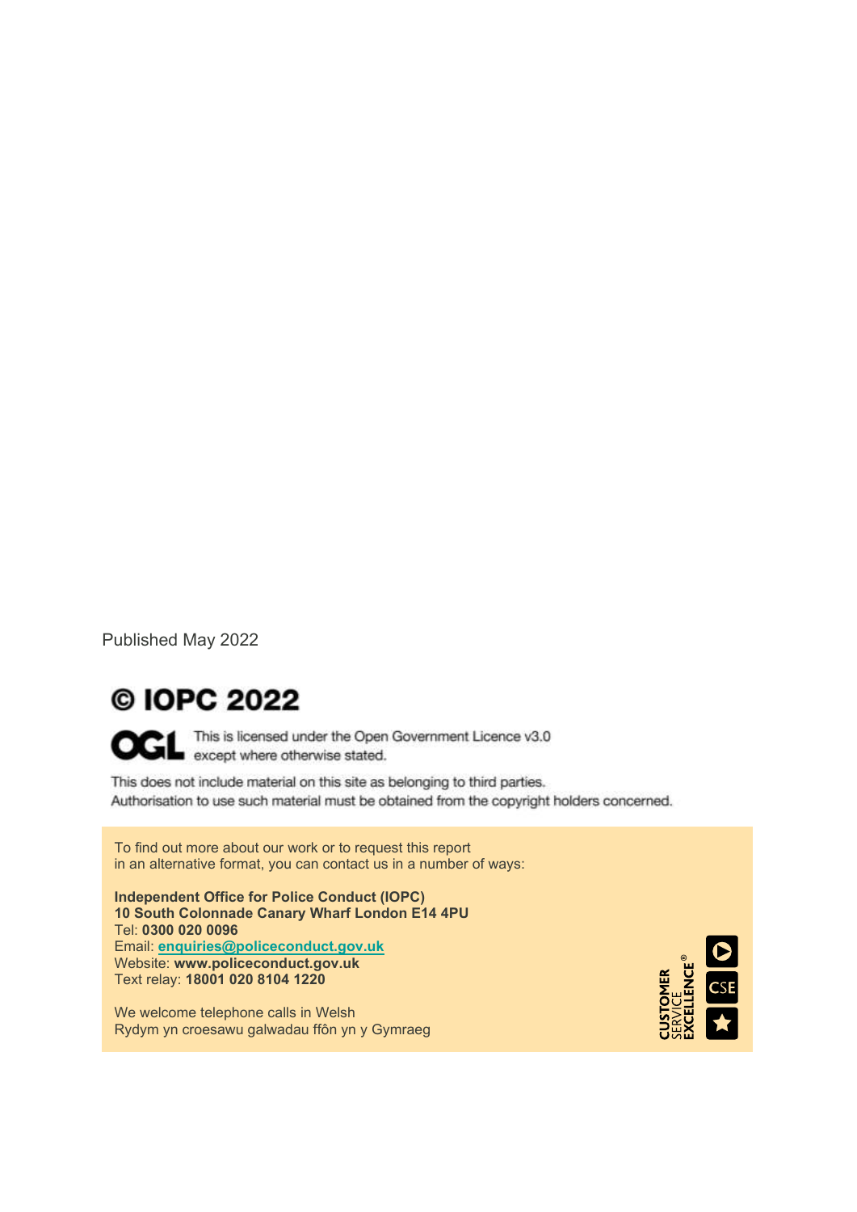Published May 2022

# © IOPC 2022

**OGL** This is licensed under the Open Government Licence v3.0 except where otherwise stated.

This does not include material on this site as belonging to third parties.
Authorisation to use such material must be obtained from the copyright holders concerned.

To find out more about our work or to request this report in an alternative format, you can contact us in a number of ways:

**Independent Office for Police Conduct (IOPC)**
**10 South Colonnade Canary Wharf London E14 4PU**
Tel: **0300 020 0096**
Email: **enquiries@policeconduct.gov.uk**
Website: **www.policeconduct.gov.uk**
Text relay: **18001 020 8104 1220**

We welcome telephone calls in Welsh
Rydym yn croesawu galwadau ffôn yn y Gymraeg

CUSTOMER SERVICE EXCELLENCE® CSE